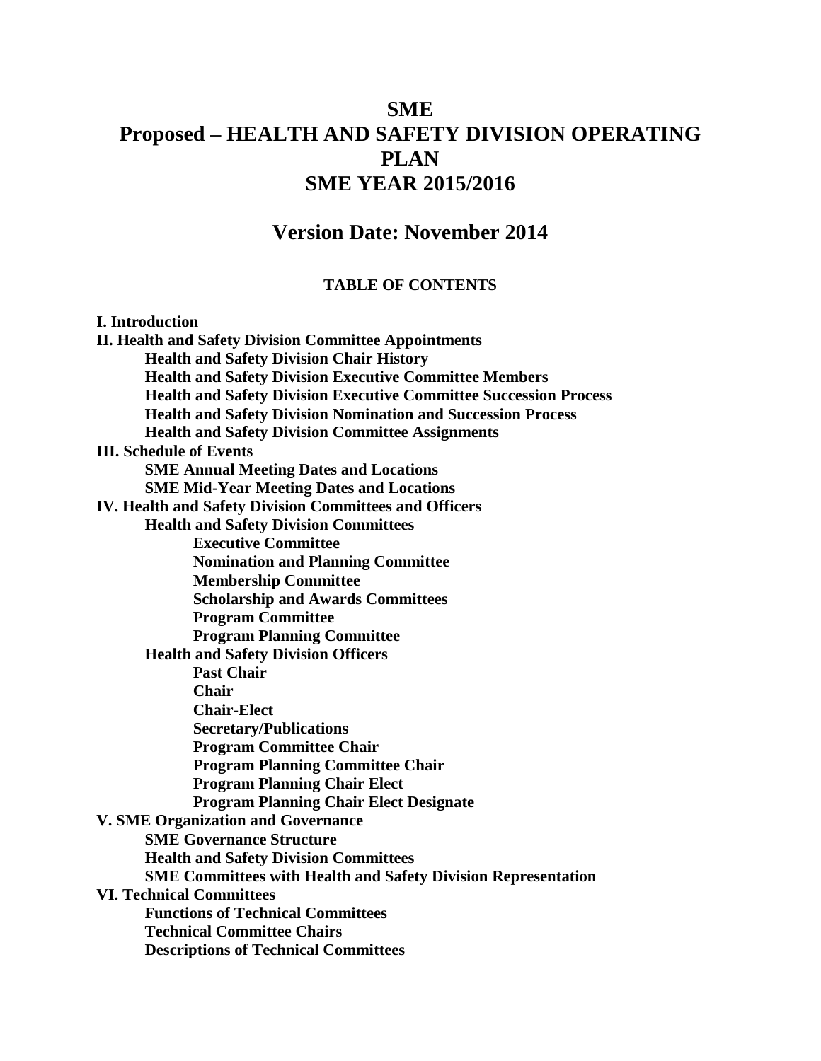# SME
# Proposed – HEALTH AND SAFETY DIVISION OPERATING PLAN
# SME YEAR 2015/2016

## Version Date: November 2014

### TABLE OF CONTENTS

**I. Introduction**

**II. Health and Safety Division Committee Appointments**
- **Health and Safety Division Chair History**
- **Health and Safety Division Executive Committee Members**
- **Health and Safety Division Executive Committee Succession Process**
- **Health and Safety Division Nomination and Succession Process**
- **Health and Safety Division Committee Assignments**

**III. Schedule of Events**
- **SME Annual Meeting Dates and Locations**
- **SME Mid-Year Meeting Dates and Locations**

**IV. Health and Safety Division Committees and Officers**
- **Health and Safety Division Committees**
  - **Executive Committee**
  - **Nomination and Planning Committee**
  - **Membership Committee**
  - **Scholarship and Awards Committees**
  - **Program Committee**
  - **Program Planning Committee**
- **Health and Safety Division Officers**
  - **Past Chair**
  - **Chair**
  - **Chair-Elect**
  - **Secretary/Publications**
  - **Program Committee Chair**
  - **Program Planning Committee Chair**
  - **Program Planning Chair Elect**
  - **Program Planning Chair Elect Designate**

**V. SME Organization and Governance**
- **SME Governance Structure**
- **Health and Safety Division Committees**
- **SME Committees with Health and Safety Division Representation**

**VI. Technical Committees**
- **Functions of Technical Committees**
- **Technical Committee Chairs**
- **Descriptions of Technical Committees**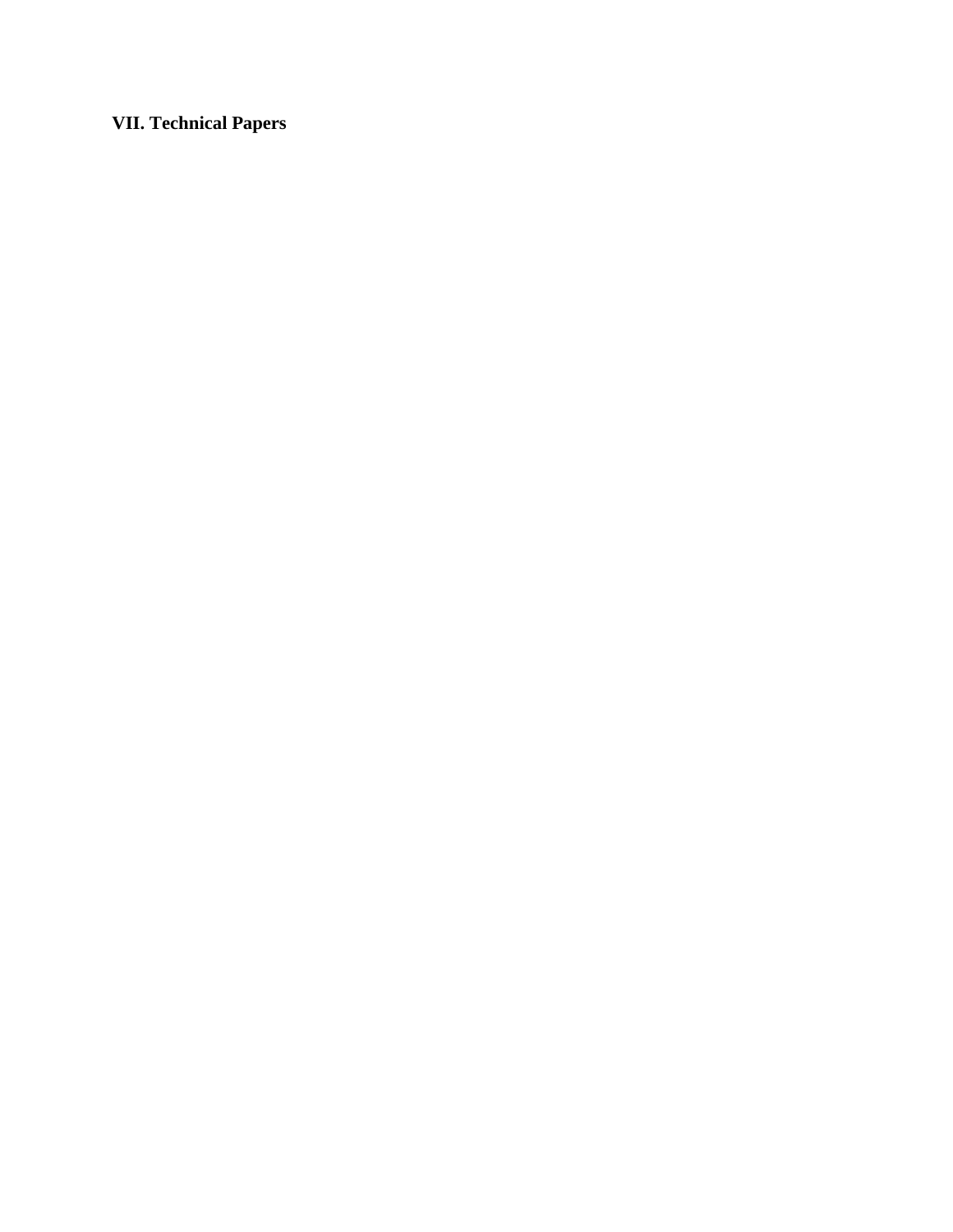## VII. Technical Papers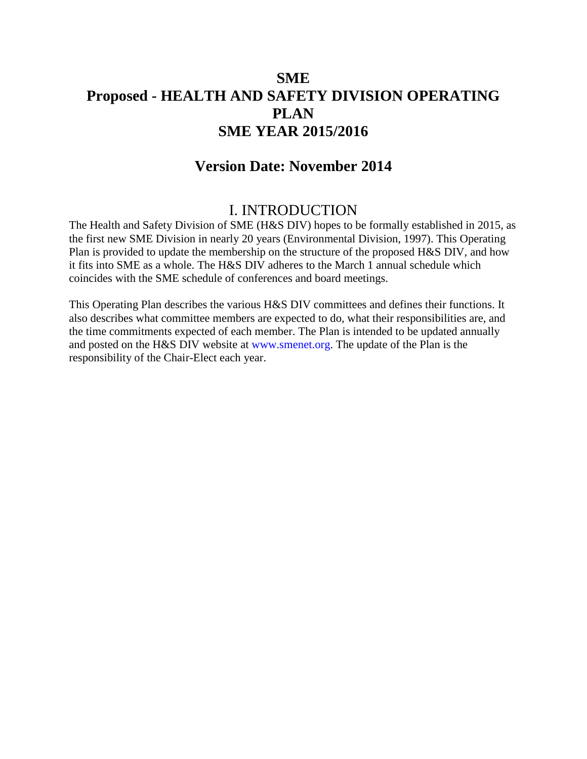# SME
# Proposed - HEALTH AND SAFETY DIVISION OPERATING PLAN
# SME YEAR 2015/2016

## Version Date: November 2014

## I. INTRODUCTION

The Health and Safety Division of SME (H&S DIV) hopes to be formally established in 2015, as the first new SME Division in nearly 20 years (Environmental Division, 1997). This Operating Plan is provided to update the membership on the structure of the proposed H&S DIV, and how it fits into SME as a whole. The H&S DIV adheres to the March 1 annual schedule which coincides with the SME schedule of conferences and board meetings.

This Operating Plan describes the various H&S DIV committees and defines their functions. It also describes what committee members are expected to do, what their responsibilities are, and the time commitments expected of each member. The Plan is intended to be updated annually and posted on the H&S DIV website at www.smenet.org. The update of the Plan is the responsibility of the Chair-Elect each year.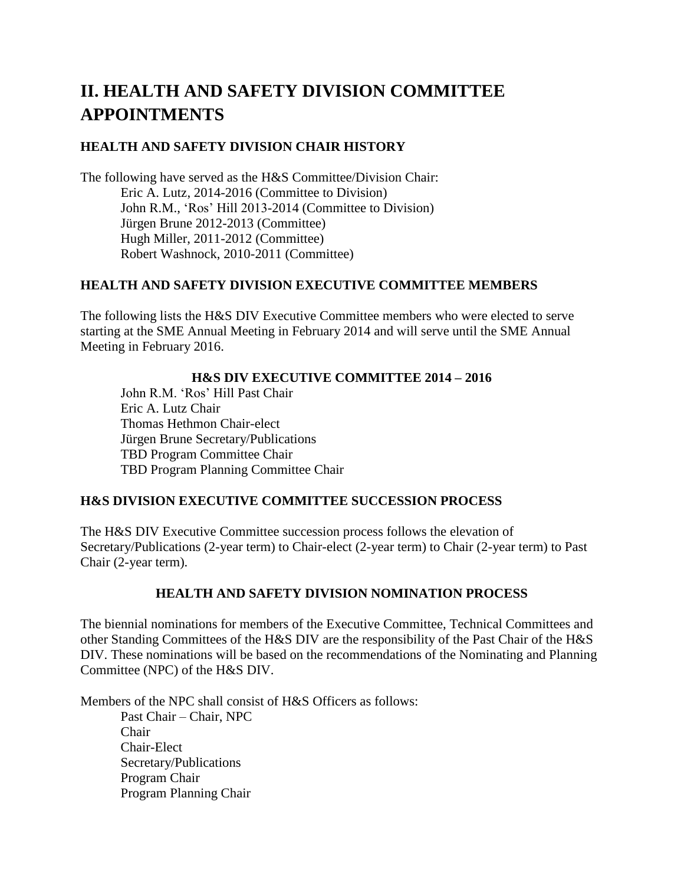# II. HEALTH AND SAFETY DIVISION COMMITTEE APPOINTMENTS

### HEALTH AND SAFETY DIVISION CHAIR HISTORY

The following have served as the H&S Committee/Division Chair:

Eric A. Lutz, 2014-2016 (Committee to Division)  
John R.M., 'Ros' Hill 2013-2014 (Committee to Division)  
Jürgen Brune 2012-2013 (Committee)  
Hugh Miller, 2011-2012 (Committee)  
Robert Washnock, 2010-2011 (Committee)

### HEALTH AND SAFETY DIVISION EXECUTIVE COMMITTEE MEMBERS

The following lists the H&S DIV Executive Committee members who were elected to serve starting at the SME Annual Meeting in February 2014 and will serve until the SME Annual Meeting in February 2016.

**H&S DIV EXECUTIVE COMMITTEE 2014 – 2016**

John R.M. 'Ros' Hill Past Chair  
Eric A. Lutz Chair  
Thomas Hethmon Chair-elect  
Jürgen Brune Secretary/Publications  
TBD Program Committee Chair  
TBD Program Planning Committee Chair

### H&S DIVISION EXECUTIVE COMMITTEE SUCCESSION PROCESS

The H&S DIV Executive Committee succession process follows the elevation of Secretary/Publications (2-year term) to Chair-elect (2-year term) to Chair (2-year term) to Past Chair (2-year term).

### HEALTH AND SAFETY DIVISION NOMINATION PROCESS

The biennial nominations for members of the Executive Committee, Technical Committees and other Standing Committees of the H&S DIV are the responsibility of the Past Chair of the H&S DIV. These nominations will be based on the recommendations of the Nominating and Planning Committee (NPC) of the H&S DIV.

Members of the NPC shall consist of H&S Officers as follows:

Past Chair – Chair, NPC  
Chair  
Chair-Elect  
Secretary/Publications  
Program Chair  
Program Planning Chair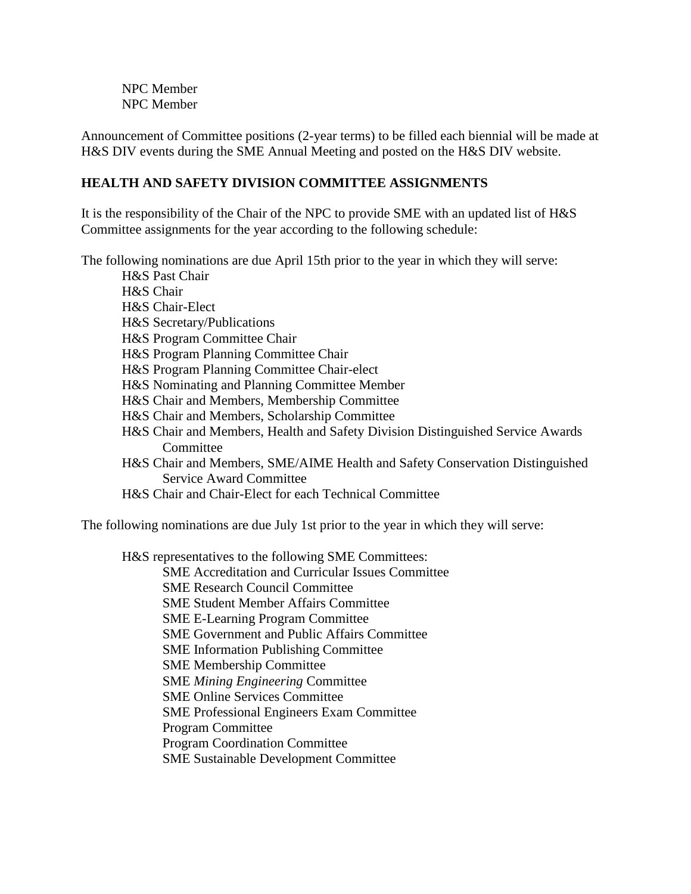- NPC Member
- NPC Member

Announcement of Committee positions (2-year terms) to be filled each biennial will be made at H&S DIV events during the SME Annual Meeting and posted on the H&S DIV website.

**HEALTH AND SAFETY DIVISION COMMITTEE ASSIGNMENTS**

It is the responsibility of the Chair of the NPC to provide SME with an updated list of H&S Committee assignments for the year according to the following schedule:

The following nominations are due April 15th prior to the year in which they will serve:

- H&S Past Chair
- H&S Chair
- H&S Chair-Elect
- H&S Secretary/Publications
- H&S Program Committee Chair
- H&S Program Planning Committee Chair
- H&S Program Planning Committee Chair-elect
- H&S Nominating and Planning Committee Member
- H&S Chair and Members, Membership Committee
- H&S Chair and Members, Scholarship Committee
- H&S Chair and Members, Health and Safety Division Distinguished Service Awards Committee
- H&S Chair and Members, SME/AIME Health and Safety Conservation Distinguished Service Award Committee
- H&S Chair and Chair-Elect for each Technical Committee

The following nominations are due July 1st prior to the year in which they will serve:

- H&S representatives to the following SME Committees:
  - SME Accreditation and Curricular Issues Committee
  - SME Research Council Committee
  - SME Student Member Affairs Committee
  - SME E-Learning Program Committee
  - SME Government and Public Affairs Committee
  - SME Information Publishing Committee
  - SME Membership Committee
  - SME *Mining Engineering* Committee
  - SME Online Services Committee
  - SME Professional Engineers Exam Committee
  - Program Committee
  - Program Coordination Committee
  - SME Sustainable Development Committee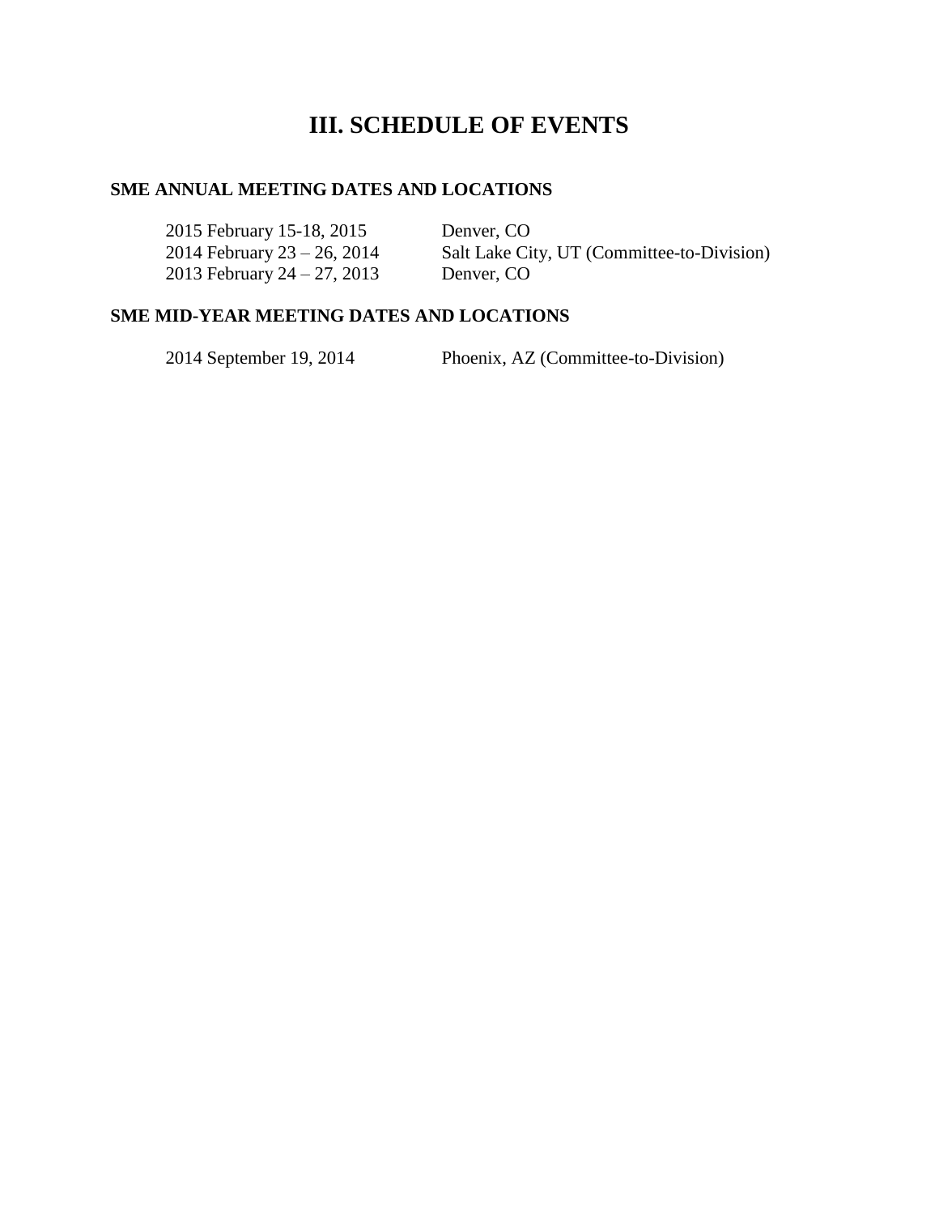# III. SCHEDULE OF EVENTS

### SME ANNUAL MEETING DATES AND LOCATIONS

| | |
|---|---|
| 2015 February 15-18, 2015 | Denver, CO |
| 2014 February 23 – 26, 2014 | Salt Lake City, UT (Committee-to-Division) |
| 2013 February 24 – 27, 2013 | Denver, CO |

### SME MID-YEAR MEETING DATES AND LOCATIONS

| | |
|---|---|
| 2014 September 19, 2014 | Phoenix, AZ (Committee-to-Division) |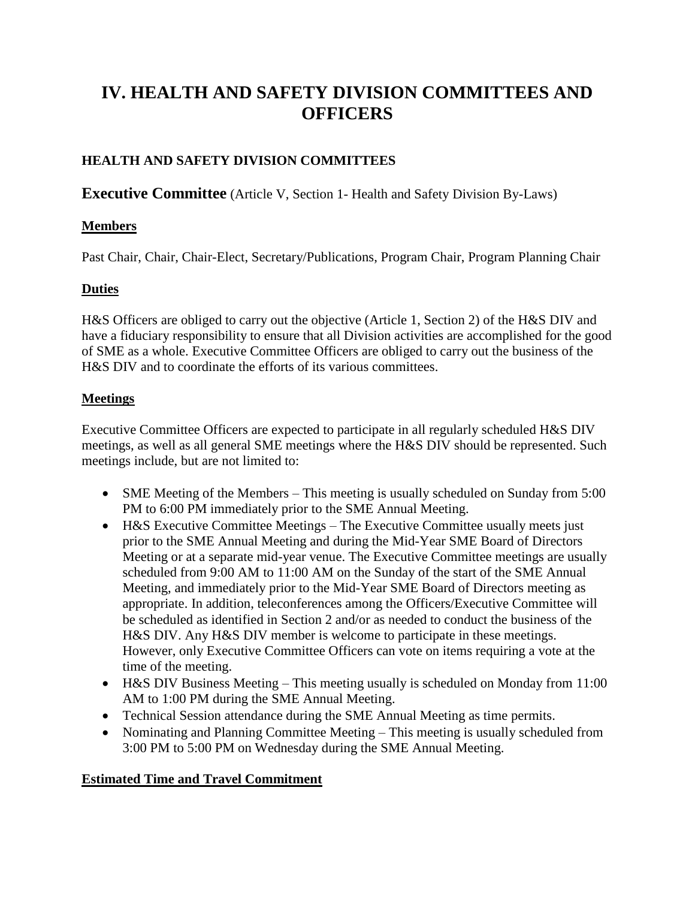# IV. HEALTH AND SAFETY DIVISION COMMITTEES AND OFFICERS

### HEALTH AND SAFETY DIVISION COMMITTEES

## Executive Committee (Article V, Section 1- Health and Safety Division By-Laws)

### Members

Past Chair, Chair, Chair-Elect, Secretary/Publications, Program Chair, Program Planning Chair

### Duties

H&S Officers are obliged to carry out the objective (Article 1, Section 2) of the H&S DIV and have a fiduciary responsibility to ensure that all Division activities are accomplished for the good of SME as a whole. Executive Committee Officers are obliged to carry out the business of the H&S DIV and to coordinate the efforts of its various committees.

### Meetings

Executive Committee Officers are expected to participate in all regularly scheduled H&S DIV meetings, as well as all general SME meetings where the H&S DIV should be represented. Such meetings include, but are not limited to:

- SME Meeting of the Members – This meeting is usually scheduled on Sunday from 5:00 PM to 6:00 PM immediately prior to the SME Annual Meeting.
- H&S Executive Committee Meetings – The Executive Committee usually meets just prior to the SME Annual Meeting and during the Mid-Year SME Board of Directors Meeting or at a separate mid-year venue. The Executive Committee meetings are usually scheduled from 9:00 AM to 11:00 AM on the Sunday of the start of the SME Annual Meeting, and immediately prior to the Mid-Year SME Board of Directors meeting as appropriate. In addition, teleconferences among the Officers/Executive Committee will be scheduled as identified in Section 2 and/or as needed to conduct the business of the H&S DIV. Any H&S DIV member is welcome to participate in these meetings. However, only Executive Committee Officers can vote on items requiring a vote at the time of the meeting.
- H&S DIV Business Meeting – This meeting usually is scheduled on Monday from 11:00 AM to 1:00 PM during the SME Annual Meeting.
- Technical Session attendance during the SME Annual Meeting as time permits.
- Nominating and Planning Committee Meeting – This meeting is usually scheduled from 3:00 PM to 5:00 PM on Wednesday during the SME Annual Meeting.

### Estimated Time and Travel Commitment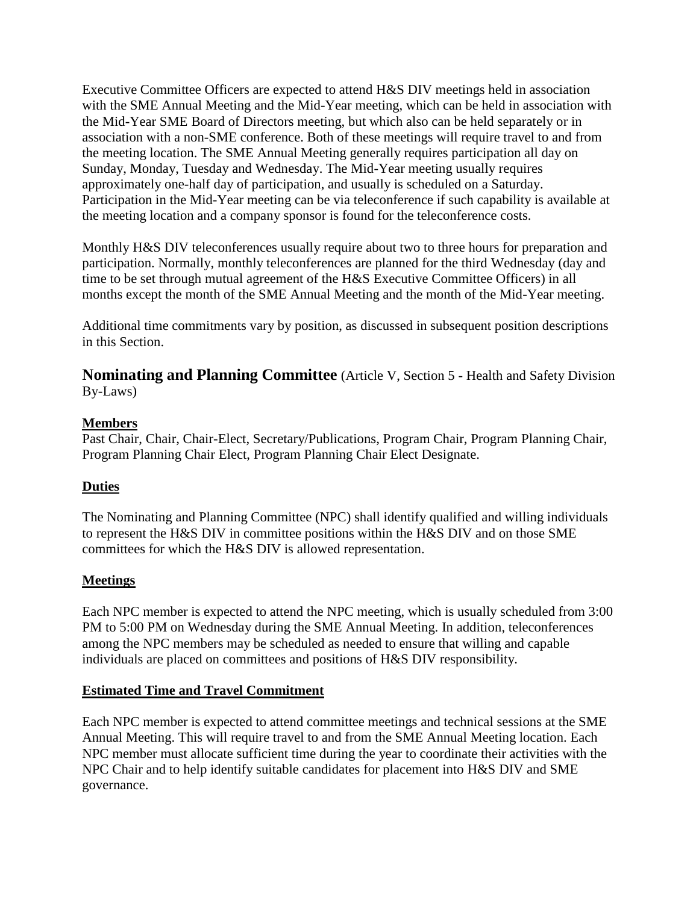Executive Committee Officers are expected to attend H&S DIV meetings held in association with the SME Annual Meeting and the Mid-Year meeting, which can be held in association with the Mid-Year SME Board of Directors meeting, but which also can be held separately or in association with a non-SME conference. Both of these meetings will require travel to and from the meeting location. The SME Annual Meeting generally requires participation all day on Sunday, Monday, Tuesday and Wednesday. The Mid-Year meeting usually requires approximately one-half day of participation, and usually is scheduled on a Saturday. Participation in the Mid-Year meeting can be via teleconference if such capability is available at the meeting location and a company sponsor is found for the teleconference costs.

Monthly H&S DIV teleconferences usually require about two to three hours for preparation and participation. Normally, monthly teleconferences are planned for the third Wednesday (day and time to be set through mutual agreement of the H&S Executive Committee Officers) in all months except the month of the SME Annual Meeting and the month of the Mid-Year meeting.

Additional time commitments vary by position, as discussed in subsequent position descriptions in this Section.

## Nominating and Planning Committee (Article V, Section 5 - Health and Safety Division By-Laws)

**Members**

Past Chair, Chair, Chair-Elect, Secretary/Publications, Program Chair, Program Planning Chair, Program Planning Chair Elect, Program Planning Chair Elect Designate.

**Duties**

The Nominating and Planning Committee (NPC) shall identify qualified and willing individuals to represent the H&S DIV in committee positions within the H&S DIV and on those SME committees for which the H&S DIV is allowed representation.

**Meetings**

Each NPC member is expected to attend the NPC meeting, which is usually scheduled from 3:00 PM to 5:00 PM on Wednesday during the SME Annual Meeting. In addition, teleconferences among the NPC members may be scheduled as needed to ensure that willing and capable individuals are placed on committees and positions of H&S DIV responsibility.

**Estimated Time and Travel Commitment**

Each NPC member is expected to attend committee meetings and technical sessions at the SME Annual Meeting. This will require travel to and from the SME Annual Meeting location. Each NPC member must allocate sufficient time during the year to coordinate their activities with the NPC Chair and to help identify suitable candidates for placement into H&S DIV and SME governance.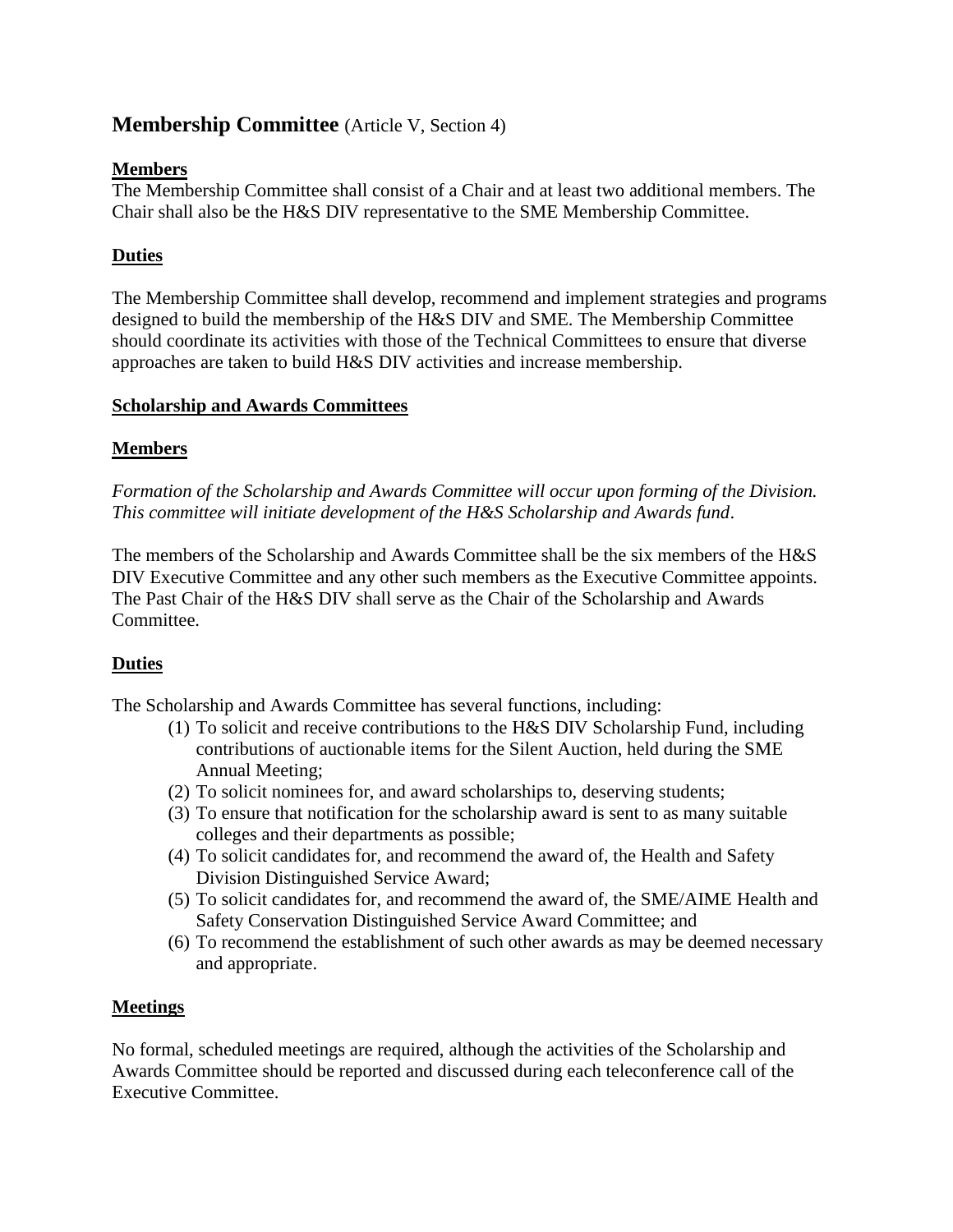## **Membership Committee** (Article V, Section 4)

**Members**

The Membership Committee shall consist of a Chair and at least two additional members. The Chair shall also be the H&S DIV representative to the SME Membership Committee.

**Duties**

The Membership Committee shall develop, recommend and implement strategies and programs designed to build the membership of the H&S DIV and SME. The Membership Committee should coordinate its activities with those of the Technical Committees to ensure that diverse approaches are taken to build H&S DIV activities and increase membership.

**Scholarship and Awards Committees**

**Members**

*Formation of the Scholarship and Awards Committee will occur upon forming of the Division. This committee will initiate development of the H&S Scholarship and Awards fund*.

The members of the Scholarship and Awards Committee shall be the six members of the H&S DIV Executive Committee and any other such members as the Executive Committee appoints. The Past Chair of the H&S DIV shall serve as the Chair of the Scholarship and Awards Committee.

**Duties**

The Scholarship and Awards Committee has several functions, including:

(1) To solicit and receive contributions to the H&S DIV Scholarship Fund, including contributions of auctionable items for the Silent Auction, held during the SME Annual Meeting;
(2) To solicit nominees for, and award scholarships to, deserving students;
(3) To ensure that notification for the scholarship award is sent to as many suitable colleges and their departments as possible;
(4) To solicit candidates for, and recommend the award of, the Health and Safety Division Distinguished Service Award;
(5) To solicit candidates for, and recommend the award of, the SME/AIME Health and Safety Conservation Distinguished Service Award Committee; and
(6) To recommend the establishment of such other awards as may be deemed necessary and appropriate.

**Meetings**

No formal, scheduled meetings are required, although the activities of the Scholarship and Awards Committee should be reported and discussed during each teleconference call of the Executive Committee.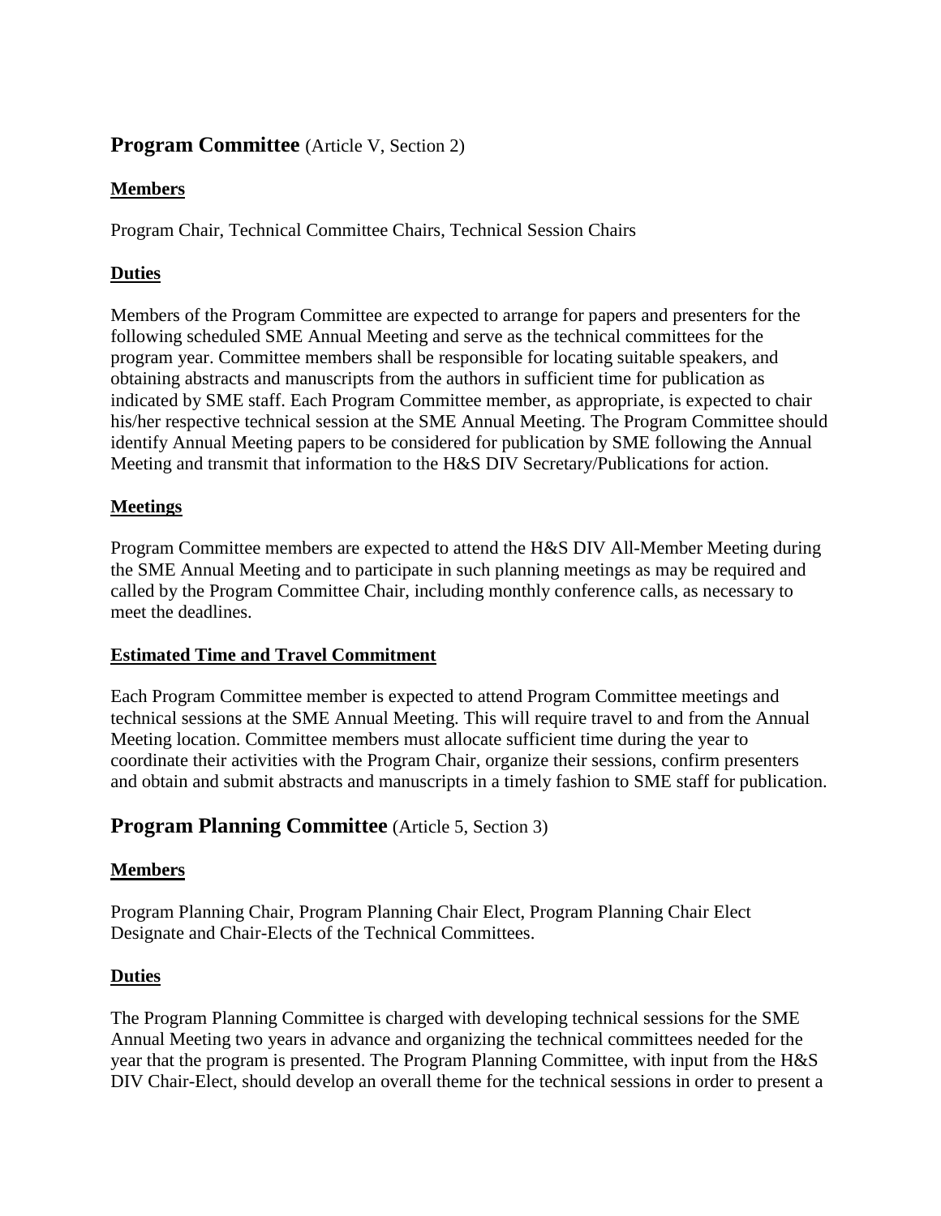## **Program Committee** (Article V, Section 2)

### Members

Program Chair, Technical Committee Chairs, Technical Session Chairs

### Duties

Members of the Program Committee are expected to arrange for papers and presenters for the following scheduled SME Annual Meeting and serve as the technical committees for the program year. Committee members shall be responsible for locating suitable speakers, and obtaining abstracts and manuscripts from the authors in sufficient time for publication as indicated by SME staff. Each Program Committee member, as appropriate, is expected to chair his/her respective technical session at the SME Annual Meeting. The Program Committee should identify Annual Meeting papers to be considered for publication by SME following the Annual Meeting and transmit that information to the H&S DIV Secretary/Publications for action.

### Meetings

Program Committee members are expected to attend the H&S DIV All-Member Meeting during the SME Annual Meeting and to participate in such planning meetings as may be required and called by the Program Committee Chair, including monthly conference calls, as necessary to meet the deadlines.

### Estimated Time and Travel Commitment

Each Program Committee member is expected to attend Program Committee meetings and technical sessions at the SME Annual Meeting. This will require travel to and from the Annual Meeting location. Committee members must allocate sufficient time during the year to coordinate their activities with the Program Chair, organize their sessions, confirm presenters and obtain and submit abstracts and manuscripts in a timely fashion to SME staff for publication.

## **Program Planning Committee** (Article 5, Section 3)

### Members

Program Planning Chair, Program Planning Chair Elect, Program Planning Chair Elect Designate and Chair-Elects of the Technical Committees.

### Duties

The Program Planning Committee is charged with developing technical sessions for the SME Annual Meeting two years in advance and organizing the technical committees needed for the year that the program is presented. The Program Planning Committee, with input from the H&S DIV Chair-Elect, should develop an overall theme for the technical sessions in order to present a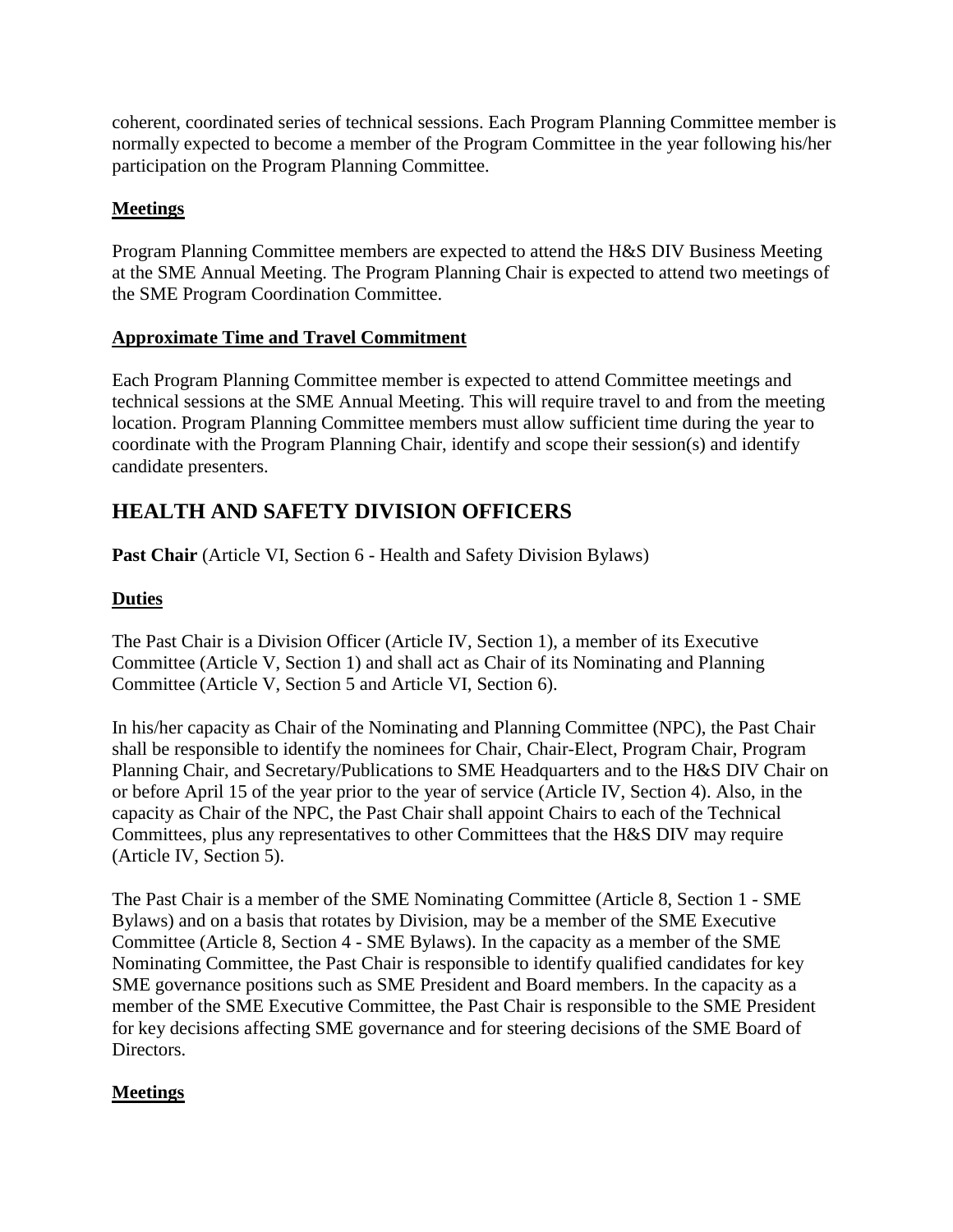coherent, coordinated series of technical sessions. Each Program Planning Committee member is normally expected to become a member of the Program Committee in the year following his/her participation on the Program Planning Committee.

**Meetings**

Program Planning Committee members are expected to attend the H&S DIV Business Meeting at the SME Annual Meeting. The Program Planning Chair is expected to attend two meetings of the SME Program Coordination Committee.

**Approximate Time and Travel Commitment**

Each Program Planning Committee member is expected to attend Committee meetings and technical sessions at the SME Annual Meeting. This will require travel to and from the meeting location. Program Planning Committee members must allow sufficient time during the year to coordinate with the Program Planning Chair, identify and scope their session(s) and identify candidate presenters.

## HEALTH AND SAFETY DIVISION OFFICERS

**Past Chair** (Article VI, Section 6 - Health and Safety Division Bylaws)

**Duties**

The Past Chair is a Division Officer (Article IV, Section 1), a member of its Executive Committee (Article V, Section 1) and shall act as Chair of its Nominating and Planning Committee (Article V, Section 5 and Article VI, Section 6).

In his/her capacity as Chair of the Nominating and Planning Committee (NPC), the Past Chair shall be responsible to identify the nominees for Chair, Chair-Elect, Program Chair, Program Planning Chair, and Secretary/Publications to SME Headquarters and to the H&S DIV Chair on or before April 15 of the year prior to the year of service (Article IV, Section 4). Also, in the capacity as Chair of the NPC, the Past Chair shall appoint Chairs to each of the Technical Committees, plus any representatives to other Committees that the H&S DIV may require (Article IV, Section 5).

The Past Chair is a member of the SME Nominating Committee (Article 8, Section 1 - SME Bylaws) and on a basis that rotates by Division, may be a member of the SME Executive Committee (Article 8, Section 4 - SME Bylaws). In the capacity as a member of the SME Nominating Committee, the Past Chair is responsible to identify qualified candidates for key SME governance positions such as SME President and Board members. In the capacity as a member of the SME Executive Committee, the Past Chair is responsible to the SME President for key decisions affecting SME governance and for steering decisions of the SME Board of Directors.

**Meetings**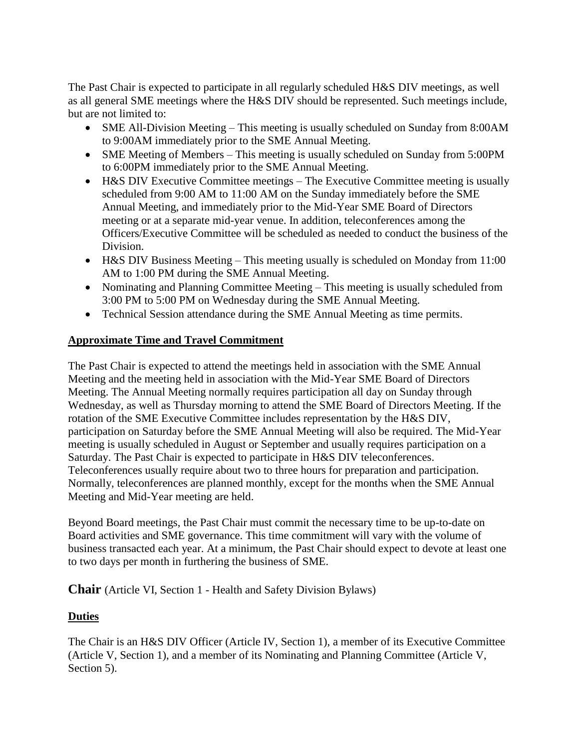The Past Chair is expected to participate in all regularly scheduled H&S DIV meetings, as well as all general SME meetings where the H&S DIV should be represented. Such meetings include, but are not limited to:

- SME All-Division Meeting – This meeting is usually scheduled on Sunday from 8:00AM to 9:00AM immediately prior to the SME Annual Meeting.
- SME Meeting of Members – This meeting is usually scheduled on Sunday from 5:00PM to 6:00PM immediately prior to the SME Annual Meeting.
- H&S DIV Executive Committee meetings – The Executive Committee meeting is usually scheduled from 9:00 AM to 11:00 AM on the Sunday immediately before the SME Annual Meeting, and immediately prior to the Mid-Year SME Board of Directors meeting or at a separate mid-year venue. In addition, teleconferences among the Officers/Executive Committee will be scheduled as needed to conduct the business of the Division.
- H&S DIV Business Meeting – This meeting usually is scheduled on Monday from 11:00 AM to 1:00 PM during the SME Annual Meeting.
- Nominating and Planning Committee Meeting – This meeting is usually scheduled from 3:00 PM to 5:00 PM on Wednesday during the SME Annual Meeting.
- Technical Session attendance during the SME Annual Meeting as time permits.

**Approximate Time and Travel Commitment**

The Past Chair is expected to attend the meetings held in association with the SME Annual Meeting and the meeting held in association with the Mid-Year SME Board of Directors Meeting. The Annual Meeting normally requires participation all day on Sunday through Wednesday, as well as Thursday morning to attend the SME Board of Directors Meeting. If the rotation of the SME Executive Committee includes representation by the H&S DIV, participation on Saturday before the SME Annual Meeting will also be required. The Mid-Year meeting is usually scheduled in August or September and usually requires participation on a Saturday. The Past Chair is expected to participate in H&S DIV teleconferences. Teleconferences usually require about two to three hours for preparation and participation. Normally, teleconferences are planned monthly, except for the months when the SME Annual Meeting and Mid-Year meeting are held.

Beyond Board meetings, the Past Chair must commit the necessary time to be up-to-date on Board activities and SME governance. This time commitment will vary with the volume of business transacted each year. At a minimum, the Past Chair should expect to devote at least one to two days per month in furthering the business of SME.

## Chair (Article VI, Section 1 - Health and Safety Division Bylaws)

**Duties**

The Chair is an H&S DIV Officer (Article IV, Section 1), a member of its Executive Committee (Article V, Section 1), and a member of its Nominating and Planning Committee (Article V, Section 5).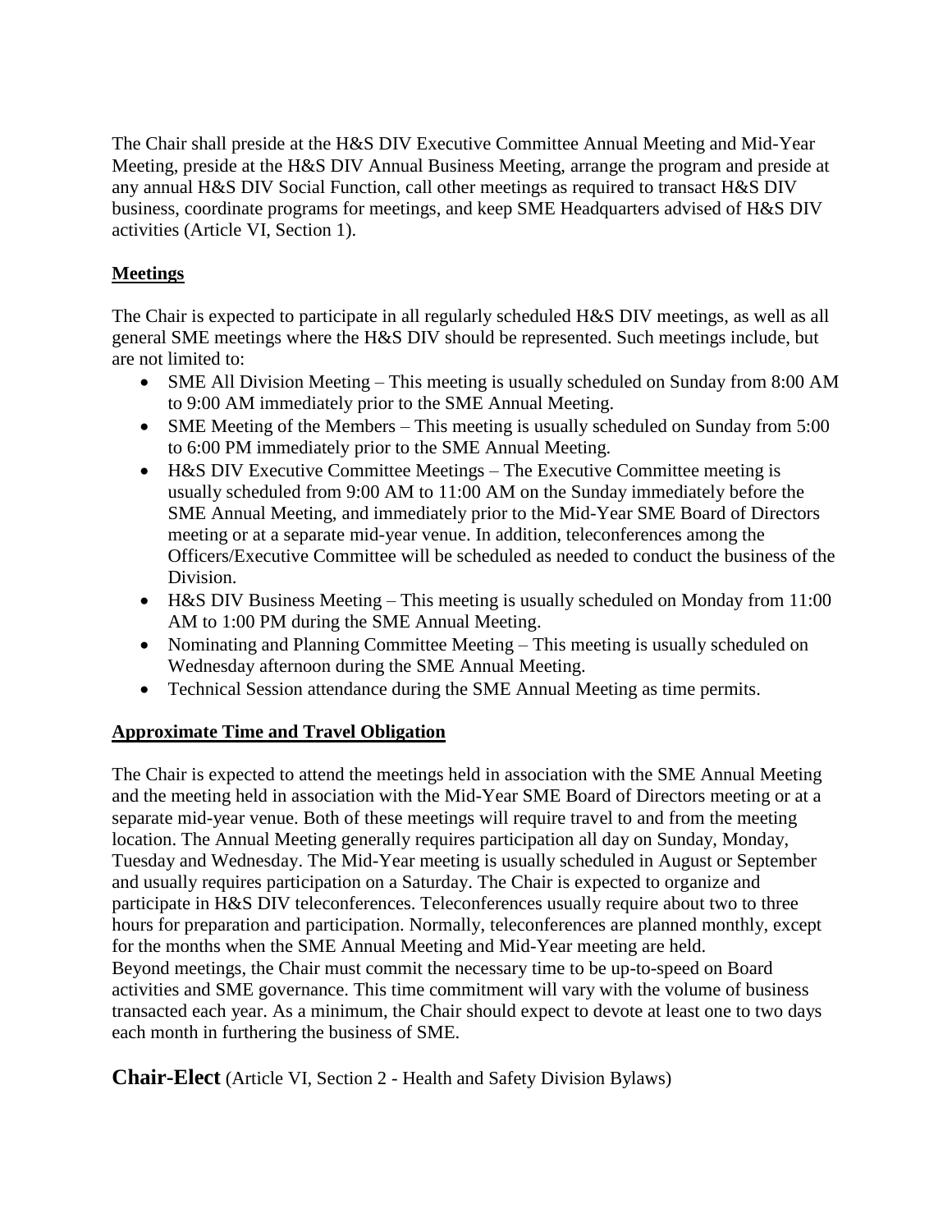The Chair shall preside at the H&S DIV Executive Committee Annual Meeting and Mid-Year Meeting, preside at the H&S DIV Annual Business Meeting, arrange the program and preside at any annual H&S DIV Social Function, call other meetings as required to transact H&S DIV business, coordinate programs for meetings, and keep SME Headquarters advised of H&S DIV activities (Article VI, Section 1).

**Meetings**

The Chair is expected to participate in all regularly scheduled H&S DIV meetings, as well as all general SME meetings where the H&S DIV should be represented. Such meetings include, but are not limited to:

- SME All Division Meeting – This meeting is usually scheduled on Sunday from 8:00 AM to 9:00 AM immediately prior to the SME Annual Meeting.
- SME Meeting of the Members – This meeting is usually scheduled on Sunday from 5:00 to 6:00 PM immediately prior to the SME Annual Meeting.
- H&S DIV Executive Committee Meetings – The Executive Committee meeting is usually scheduled from 9:00 AM to 11:00 AM on the Sunday immediately before the SME Annual Meeting, and immediately prior to the Mid-Year SME Board of Directors meeting or at a separate mid-year venue. In addition, teleconferences among the Officers/Executive Committee will be scheduled as needed to conduct the business of the Division.
- H&S DIV Business Meeting – This meeting is usually scheduled on Monday from 11:00 AM to 1:00 PM during the SME Annual Meeting.
- Nominating and Planning Committee Meeting – This meeting is usually scheduled on Wednesday afternoon during the SME Annual Meeting.
- Technical Session attendance during the SME Annual Meeting as time permits.

**Approximate Time and Travel Obligation**

The Chair is expected to attend the meetings held in association with the SME Annual Meeting and the meeting held in association with the Mid-Year SME Board of Directors meeting or at a separate mid-year venue. Both of these meetings will require travel to and from the meeting location. The Annual Meeting generally requires participation all day on Sunday, Monday, Tuesday and Wednesday. The Mid-Year meeting is usually scheduled in August or September and usually requires participation on a Saturday. The Chair is expected to organize and participate in H&S DIV teleconferences. Teleconferences usually require about two to three hours for preparation and participation. Normally, teleconferences are planned monthly, except for the months when the SME Annual Meeting and Mid-Year meeting are held.
Beyond meetings, the Chair must commit the necessary time to be up-to-speed on Board activities and SME governance. This time commitment will vary with the volume of business transacted each year. As a minimum, the Chair should expect to devote at least one to two days each month in furthering the business of SME.

## **Chair-Elect** (Article VI, Section 2 - Health and Safety Division Bylaws)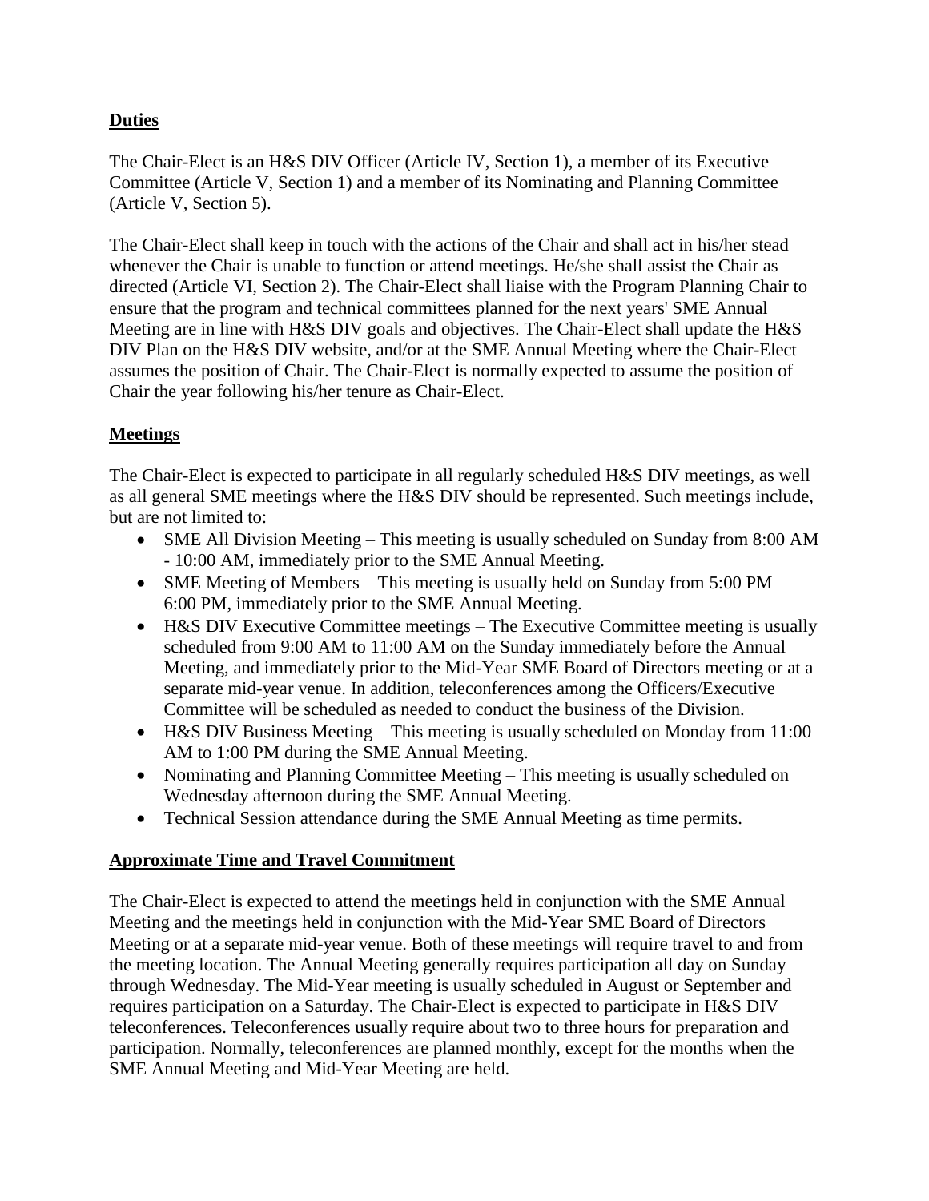**Duties**

The Chair-Elect is an H&S DIV Officer (Article IV, Section 1), a member of its Executive Committee (Article V, Section 1) and a member of its Nominating and Planning Committee (Article V, Section 5).

The Chair-Elect shall keep in touch with the actions of the Chair and shall act in his/her stead whenever the Chair is unable to function or attend meetings. He/she shall assist the Chair as directed (Article VI, Section 2). The Chair-Elect shall liaise with the Program Planning Chair to ensure that the program and technical committees planned for the next years' SME Annual Meeting are in line with H&S DIV goals and objectives. The Chair-Elect shall update the H&S DIV Plan on the H&S DIV website, and/or at the SME Annual Meeting where the Chair-Elect assumes the position of Chair. The Chair-Elect is normally expected to assume the position of Chair the year following his/her tenure as Chair-Elect.

**Meetings**

The Chair-Elect is expected to participate in all regularly scheduled H&S DIV meetings, as well as all general SME meetings where the H&S DIV should be represented. Such meetings include, but are not limited to:

- SME All Division Meeting – This meeting is usually scheduled on Sunday from 8:00 AM - 10:00 AM, immediately prior to the SME Annual Meeting.
- SME Meeting of Members – This meeting is usually held on Sunday from 5:00 PM – 6:00 PM, immediately prior to the SME Annual Meeting.
- H&S DIV Executive Committee meetings – The Executive Committee meeting is usually scheduled from 9:00 AM to 11:00 AM on the Sunday immediately before the Annual Meeting, and immediately prior to the Mid-Year SME Board of Directors meeting or at a separate mid-year venue. In addition, teleconferences among the Officers/Executive Committee will be scheduled as needed to conduct the business of the Division.
- H&S DIV Business Meeting – This meeting is usually scheduled on Monday from 11:00 AM to 1:00 PM during the SME Annual Meeting.
- Nominating and Planning Committee Meeting – This meeting is usually scheduled on Wednesday afternoon during the SME Annual Meeting.
- Technical Session attendance during the SME Annual Meeting as time permits.

**Approximate Time and Travel Commitment**

The Chair-Elect is expected to attend the meetings held in conjunction with the SME Annual Meeting and the meetings held in conjunction with the Mid-Year SME Board of Directors Meeting or at a separate mid-year venue. Both of these meetings will require travel to and from the meeting location. The Annual Meeting generally requires participation all day on Sunday through Wednesday. The Mid-Year meeting is usually scheduled in August or September and requires participation on a Saturday. The Chair-Elect is expected to participate in H&S DIV teleconferences. Teleconferences usually require about two to three hours for preparation and participation. Normally, teleconferences are planned monthly, except for the months when the SME Annual Meeting and Mid-Year Meeting are held.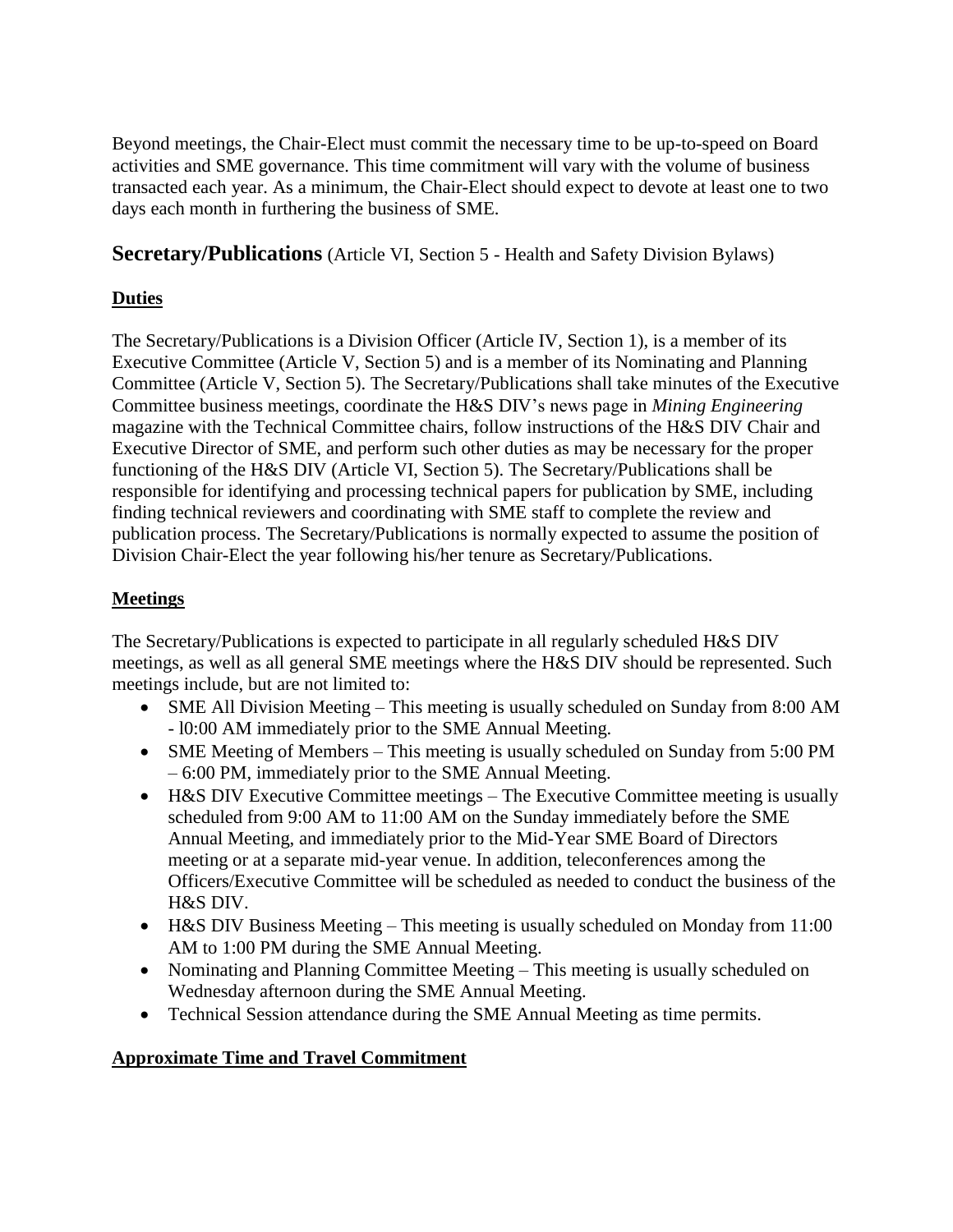Beyond meetings, the Chair-Elect must commit the necessary time to be up-to-speed on Board activities and SME governance. This time commitment will vary with the volume of business transacted each year. As a minimum, the Chair-Elect should expect to devote at least one to two days each month in furthering the business of SME.

## **Secretary/Publications** (Article VI, Section 5 - Health and Safety Division Bylaws)

### **Duties**

The Secretary/Publications is a Division Officer (Article IV, Section 1), is a member of its Executive Committee (Article V, Section 5) and is a member of its Nominating and Planning Committee (Article V, Section 5). The Secretary/Publications shall take minutes of the Executive Committee business meetings, coordinate the H&S DIV's news page in *Mining Engineering* magazine with the Technical Committee chairs, follow instructions of the H&S DIV Chair and Executive Director of SME, and perform such other duties as may be necessary for the proper functioning of the H&S DIV (Article VI, Section 5). The Secretary/Publications shall be responsible for identifying and processing technical papers for publication by SME, including finding technical reviewers and coordinating with SME staff to complete the review and publication process. The Secretary/Publications is normally expected to assume the position of Division Chair-Elect the year following his/her tenure as Secretary/Publications.

### **Meetings**

The Secretary/Publications is expected to participate in all regularly scheduled H&S DIV meetings, as well as all general SME meetings where the H&S DIV should be represented. Such meetings include, but are not limited to:

- SME All Division Meeting – This meeting is usually scheduled on Sunday from 8:00 AM - l0:00 AM immediately prior to the SME Annual Meeting.
- SME Meeting of Members – This meeting is usually scheduled on Sunday from 5:00 PM – 6:00 PM, immediately prior to the SME Annual Meeting.
- H&S DIV Executive Committee meetings – The Executive Committee meeting is usually scheduled from 9:00 AM to 11:00 AM on the Sunday immediately before the SME Annual Meeting, and immediately prior to the Mid-Year SME Board of Directors meeting or at a separate mid-year venue. In addition, teleconferences among the Officers/Executive Committee will be scheduled as needed to conduct the business of the H&S DIV.
- H&S DIV Business Meeting – This meeting is usually scheduled on Monday from 11:00 AM to 1:00 PM during the SME Annual Meeting.
- Nominating and Planning Committee Meeting – This meeting is usually scheduled on Wednesday afternoon during the SME Annual Meeting.
- Technical Session attendance during the SME Annual Meeting as time permits.

### **Approximate Time and Travel Commitment**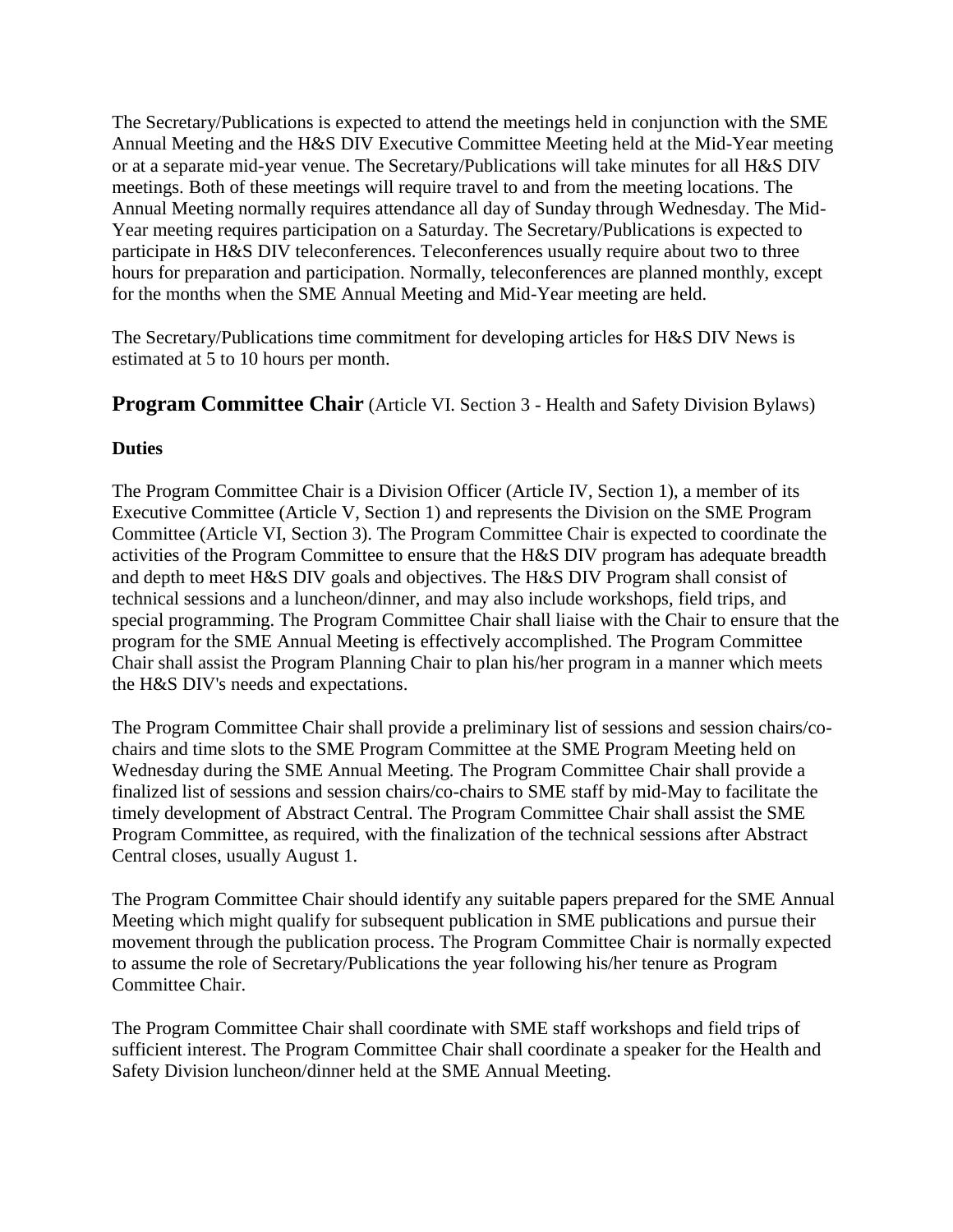The Secretary/Publications is expected to attend the meetings held in conjunction with the SME Annual Meeting and the H&S DIV Executive Committee Meeting held at the Mid-Year meeting or at a separate mid-year venue. The Secretary/Publications will take minutes for all H&S DIV meetings. Both of these meetings will require travel to and from the meeting locations. The Annual Meeting normally requires attendance all day of Sunday through Wednesday. The Mid-Year meeting requires participation on a Saturday. The Secretary/Publications is expected to participate in H&S DIV teleconferences. Teleconferences usually require about two to three hours for preparation and participation. Normally, teleconferences are planned monthly, except for the months when the SME Annual Meeting and Mid-Year meeting are held.

The Secretary/Publications time commitment for developing articles for H&S DIV News is estimated at 5 to 10 hours per month.

## **Program Committee Chair** (Article VI. Section 3 - Health and Safety Division Bylaws)

**Duties**

The Program Committee Chair is a Division Officer (Article IV, Section 1), a member of its Executive Committee (Article V, Section 1) and represents the Division on the SME Program Committee (Article VI, Section 3). The Program Committee Chair is expected to coordinate the activities of the Program Committee to ensure that the H&S DIV program has adequate breadth and depth to meet H&S DIV goals and objectives. The H&S DIV Program shall consist of technical sessions and a luncheon/dinner, and may also include workshops, field trips, and special programming. The Program Committee Chair shall liaise with the Chair to ensure that the program for the SME Annual Meeting is effectively accomplished. The Program Committee Chair shall assist the Program Planning Chair to plan his/her program in a manner which meets the H&S DIV's needs and expectations.

The Program Committee Chair shall provide a preliminary list of sessions and session chairs/co-chairs and time slots to the SME Program Committee at the SME Program Meeting held on Wednesday during the SME Annual Meeting. The Program Committee Chair shall provide a finalized list of sessions and session chairs/co-chairs to SME staff by mid-May to facilitate the timely development of Abstract Central. The Program Committee Chair shall assist the SME Program Committee, as required, with the finalization of the technical sessions after Abstract Central closes, usually August 1.

The Program Committee Chair should identify any suitable papers prepared for the SME Annual Meeting which might qualify for subsequent publication in SME publications and pursue their movement through the publication process. The Program Committee Chair is normally expected to assume the role of Secretary/Publications the year following his/her tenure as Program Committee Chair.

The Program Committee Chair shall coordinate with SME staff workshops and field trips of sufficient interest. The Program Committee Chair shall coordinate a speaker for the Health and Safety Division luncheon/dinner held at the SME Annual Meeting.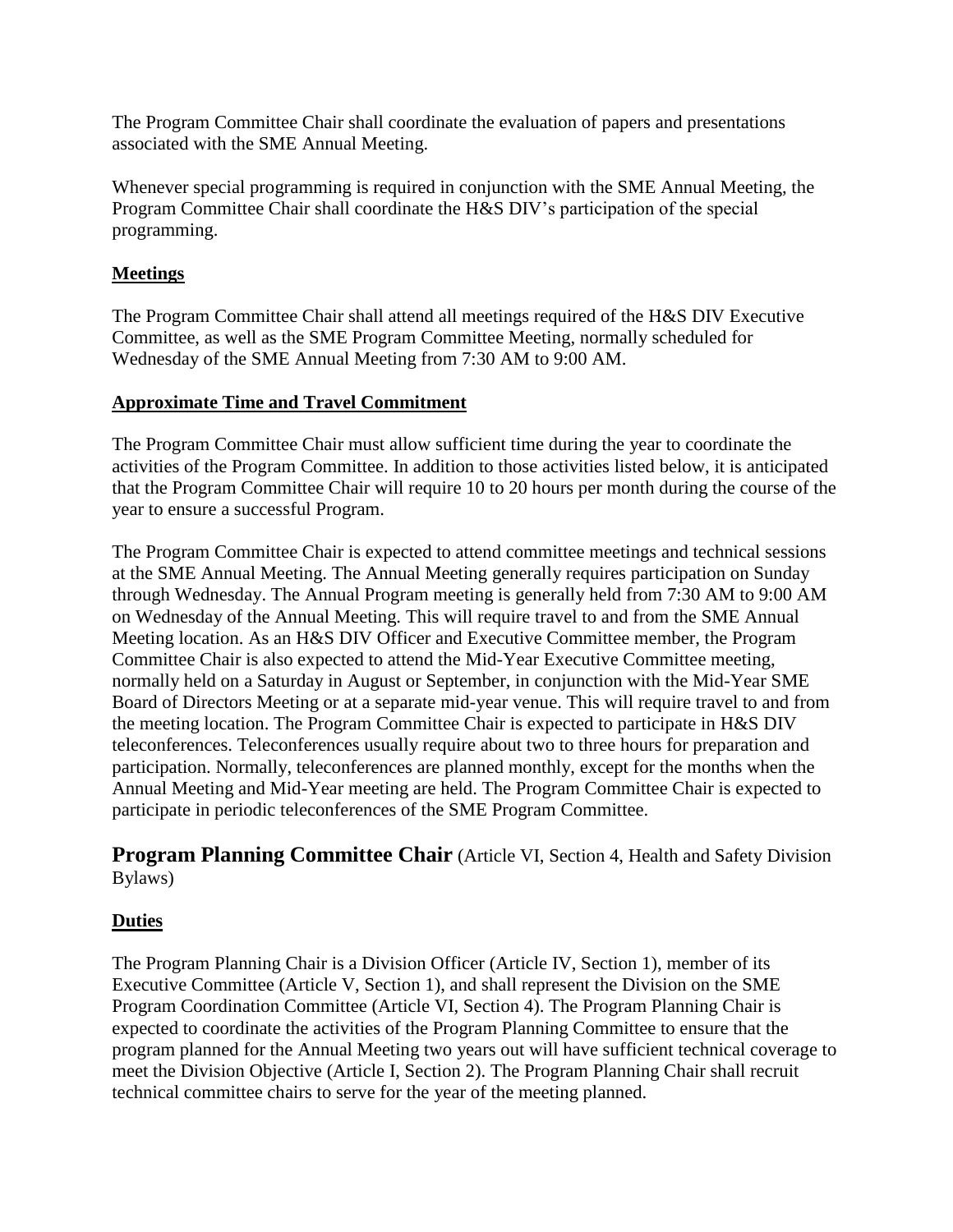The Program Committee Chair shall coordinate the evaluation of papers and presentations associated with the SME Annual Meeting.

Whenever special programming is required in conjunction with the SME Annual Meeting, the Program Committee Chair shall coordinate the H&S DIV's participation of the special programming.

**Meetings**

The Program Committee Chair shall attend all meetings required of the H&S DIV Executive Committee, as well as the SME Program Committee Meeting, normally scheduled for Wednesday of the SME Annual Meeting from 7:30 AM to 9:00 AM.

**Approximate Time and Travel Commitment**

The Program Committee Chair must allow sufficient time during the year to coordinate the activities of the Program Committee. In addition to those activities listed below, it is anticipated that the Program Committee Chair will require 10 to 20 hours per month during the course of the year to ensure a successful Program.

The Program Committee Chair is expected to attend committee meetings and technical sessions at the SME Annual Meeting. The Annual Meeting generally requires participation on Sunday through Wednesday. The Annual Program meeting is generally held from 7:30 AM to 9:00 AM on Wednesday of the Annual Meeting. This will require travel to and from the SME Annual Meeting location. As an H&S DIV Officer and Executive Committee member, the Program Committee Chair is also expected to attend the Mid-Year Executive Committee meeting, normally held on a Saturday in August or September, in conjunction with the Mid-Year SME Board of Directors Meeting or at a separate mid-year venue. This will require travel to and from the meeting location. The Program Committee Chair is expected to participate in H&S DIV teleconferences. Teleconferences usually require about two to three hours for preparation and participation. Normally, teleconferences are planned monthly, except for the months when the Annual Meeting and Mid-Year meeting are held. The Program Committee Chair is expected to participate in periodic teleconferences of the SME Program Committee.

## Program Planning Committee Chair (Article VI, Section 4, Health and Safety Division Bylaws)

**Duties**

The Program Planning Chair is a Division Officer (Article IV, Section 1), member of its Executive Committee (Article V, Section 1), and shall represent the Division on the SME Program Coordination Committee (Article VI, Section 4). The Program Planning Chair is expected to coordinate the activities of the Program Planning Committee to ensure that the program planned for the Annual Meeting two years out will have sufficient technical coverage to meet the Division Objective (Article I, Section 2). The Program Planning Chair shall recruit technical committee chairs to serve for the year of the meeting planned.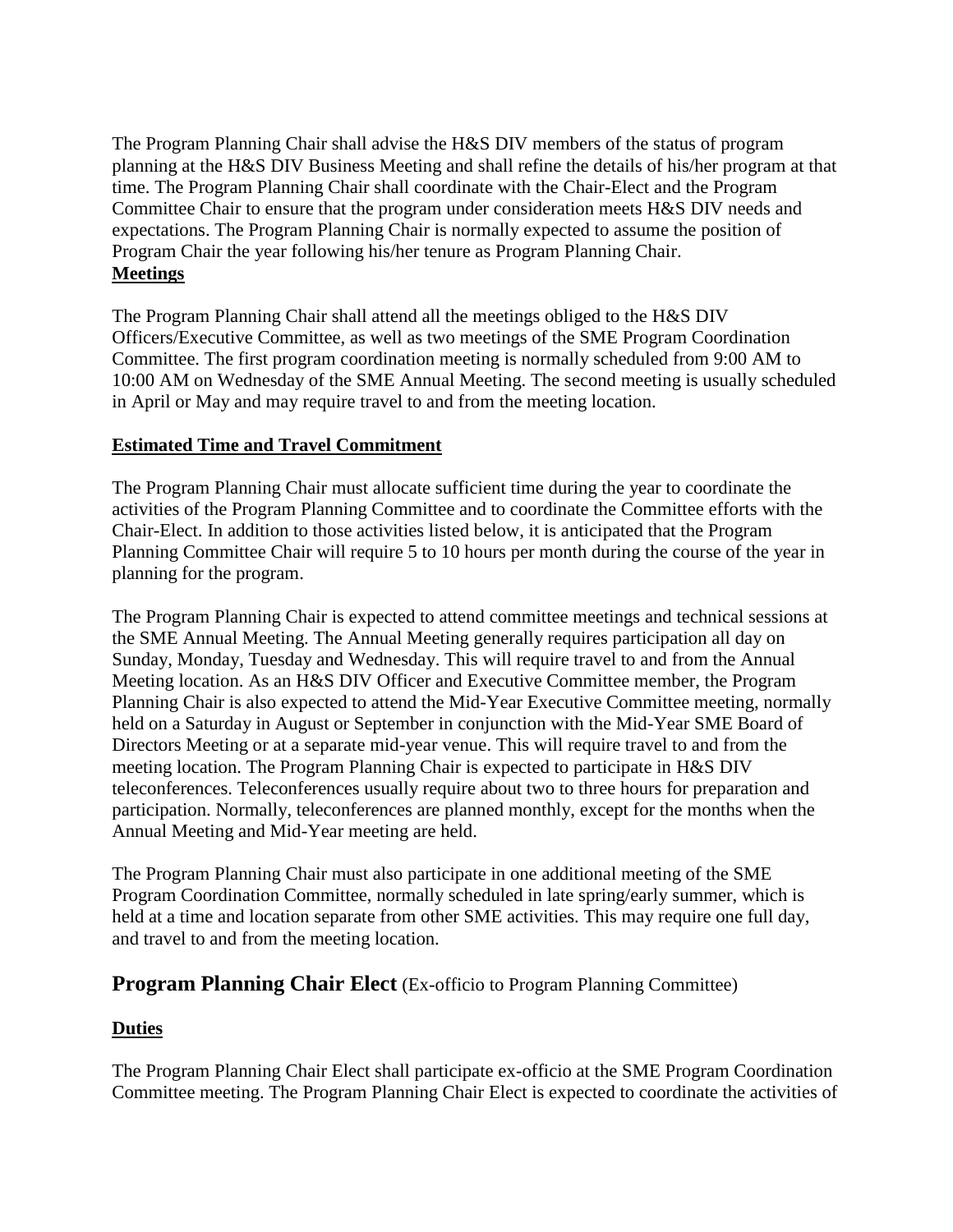The Program Planning Chair shall advise the H&S DIV members of the status of program planning at the H&S DIV Business Meeting and shall refine the details of his/her program at that time. The Program Planning Chair shall coordinate with the Chair-Elect and the Program Committee Chair to ensure that the program under consideration meets H&S DIV needs and expectations. The Program Planning Chair is normally expected to assume the position of Program Chair the year following his/her tenure as Program Planning Chair.

**Meetings**

The Program Planning Chair shall attend all the meetings obliged to the H&S DIV Officers/Executive Committee, as well as two meetings of the SME Program Coordination Committee. The first program coordination meeting is normally scheduled from 9:00 AM to 10:00 AM on Wednesday of the SME Annual Meeting. The second meeting is usually scheduled in April or May and may require travel to and from the meeting location.

**Estimated Time and Travel Commitment**

The Program Planning Chair must allocate sufficient time during the year to coordinate the activities of the Program Planning Committee and to coordinate the Committee efforts with the Chair-Elect. In addition to those activities listed below, it is anticipated that the Program Planning Committee Chair will require 5 to 10 hours per month during the course of the year in planning for the program.

The Program Planning Chair is expected to attend committee meetings and technical sessions at the SME Annual Meeting. The Annual Meeting generally requires participation all day on Sunday, Monday, Tuesday and Wednesday. This will require travel to and from the Annual Meeting location. As an H&S DIV Officer and Executive Committee member, the Program Planning Chair is also expected to attend the Mid-Year Executive Committee meeting, normally held on a Saturday in August or September in conjunction with the Mid-Year SME Board of Directors Meeting or at a separate mid-year venue. This will require travel to and from the meeting location. The Program Planning Chair is expected to participate in H&S DIV teleconferences. Teleconferences usually require about two to three hours for preparation and participation. Normally, teleconferences are planned monthly, except for the months when the Annual Meeting and Mid-Year meeting are held.

The Program Planning Chair must also participate in one additional meeting of the SME Program Coordination Committee, normally scheduled in late spring/early summer, which is held at a time and location separate from other SME activities. This may require one full day, and travel to and from the meeting location.

## **Program Planning Chair Elect** (Ex-officio to Program Planning Committee)

**Duties**

The Program Planning Chair Elect shall participate ex-officio at the SME Program Coordination Committee meeting. The Program Planning Chair Elect is expected to coordinate the activities of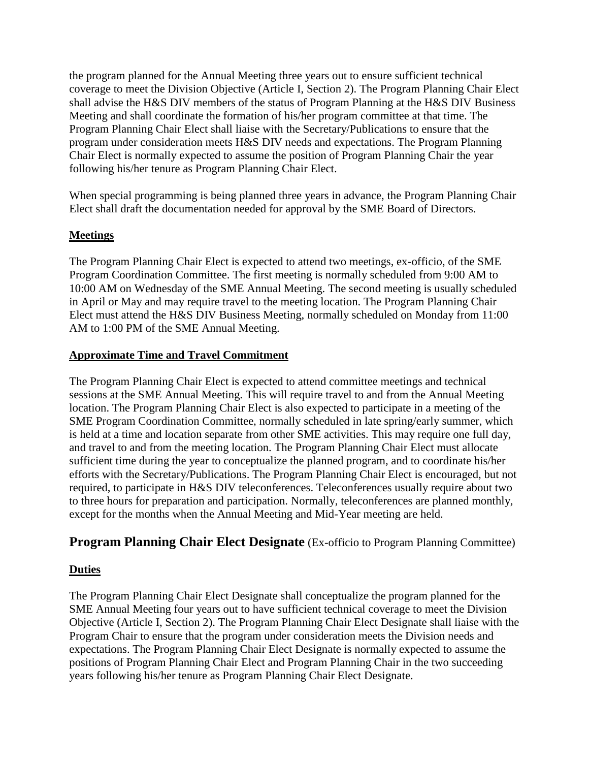the program planned for the Annual Meeting three years out to ensure sufficient technical coverage to meet the Division Objective (Article I, Section 2). The Program Planning Chair Elect shall advise the H&S DIV members of the status of Program Planning at the H&S DIV Business Meeting and shall coordinate the formation of his/her program committee at that time. The Program Planning Chair Elect shall liaise with the Secretary/Publications to ensure that the program under consideration meets H&S DIV needs and expectations. The Program Planning Chair Elect is normally expected to assume the position of Program Planning Chair the year following his/her tenure as Program Planning Chair Elect.

When special programming is being planned three years in advance, the Program Planning Chair Elect shall draft the documentation needed for approval by the SME Board of Directors.

**Meetings**

The Program Planning Chair Elect is expected to attend two meetings, ex-officio, of the SME Program Coordination Committee. The first meeting is normally scheduled from 9:00 AM to 10:00 AM on Wednesday of the SME Annual Meeting. The second meeting is usually scheduled in April or May and may require travel to the meeting location. The Program Planning Chair Elect must attend the H&S DIV Business Meeting, normally scheduled on Monday from 11:00 AM to 1:00 PM of the SME Annual Meeting.

**Approximate Time and Travel Commitment**

The Program Planning Chair Elect is expected to attend committee meetings and technical sessions at the SME Annual Meeting. This will require travel to and from the Annual Meeting location. The Program Planning Chair Elect is also expected to participate in a meeting of the SME Program Coordination Committee, normally scheduled in late spring/early summer, which is held at a time and location separate from other SME activities. This may require one full day, and travel to and from the meeting location. The Program Planning Chair Elect must allocate sufficient time during the year to conceptualize the planned program, and to coordinate his/her efforts with the Secretary/Publications. The Program Planning Chair Elect is encouraged, but not required, to participate in H&S DIV teleconferences. Teleconferences usually require about two to three hours for preparation and participation. Normally, teleconferences are planned monthly, except for the months when the Annual Meeting and Mid-Year meeting are held.

## Program Planning Chair Elect Designate (Ex-officio to Program Planning Committee)

**Duties**

The Program Planning Chair Elect Designate shall conceptualize the program planned for the SME Annual Meeting four years out to have sufficient technical coverage to meet the Division Objective (Article I, Section 2). The Program Planning Chair Elect Designate shall liaise with the Program Chair to ensure that the program under consideration meets the Division needs and expectations. The Program Planning Chair Elect Designate is normally expected to assume the positions of Program Planning Chair Elect and Program Planning Chair in the two succeeding years following his/her tenure as Program Planning Chair Elect Designate.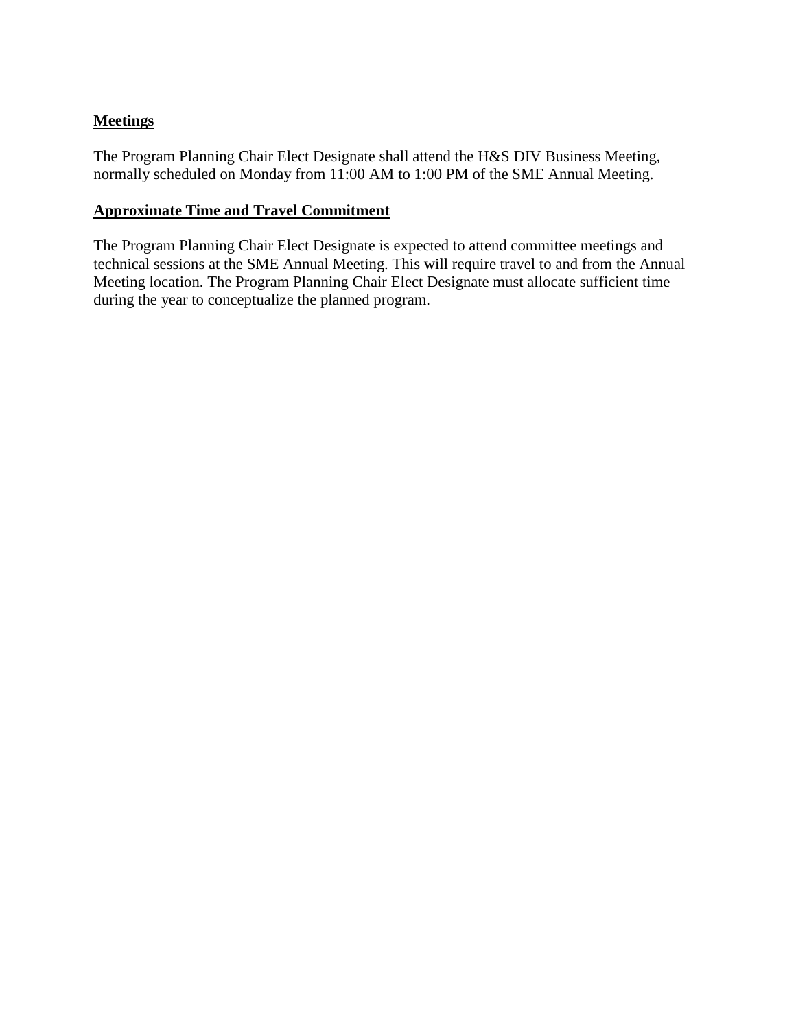**Meetings**

The Program Planning Chair Elect Designate shall attend the H&S DIV Business Meeting, normally scheduled on Monday from 11:00 AM to 1:00 PM of the SME Annual Meeting.

**Approximate Time and Travel Commitment**

The Program Planning Chair Elect Designate is expected to attend committee meetings and technical sessions at the SME Annual Meeting. This will require travel to and from the Annual Meeting location. The Program Planning Chair Elect Designate must allocate sufficient time during the year to conceptualize the planned program.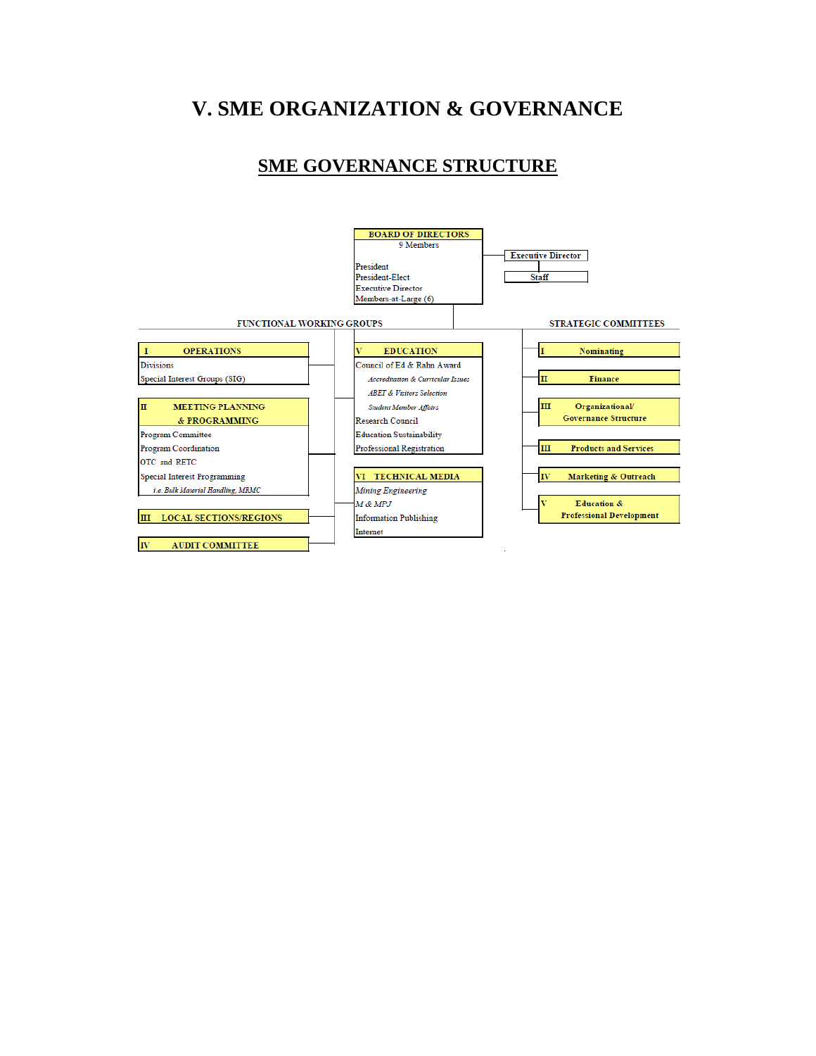# V. SME ORGANIZATION & GOVERNANCE

## SME GOVERNANCE STRUCTURE

**BOARD OF DIRECTORS**
9 Members

- President
- President-Elect
- Executive Director
- Members-at-Large (6)

**Executive Director**

**Staff**

### FUNCTIONAL WORKING GROUPS

**I OPERATIONS**
- Divisions
- Special Interest Groups (SIG)

**II MEETING PLANNING & PROGRAMMING**
- Program Committee
- Program Coordination
- OTC and RETC
- Special Interest Programming
  - *i.e. Bulk Material Handling, MRMC*

**III LOCAL SECTIONS/REGIONS**

**IV AUDIT COMMITTEE**

**V EDUCATION**
- Council of Ed & Rahn Award
  - *Accreditation & Curricular Issues*
  - *ABET & Visitors Selection*
  - *Student Member Affairs*
- Research Council
- Education Sustainability
- Professional Registration

**VI TECHNICAL MEDIA**
- *Mining Engineering*
- *M & MPJ*
- Information Publishing
- Internet

### STRATEGIC COMMITTEES

**I Nominating**

**II Finance**

**III Organizational/ Governance Structure**

**III Products and Services**

**IV Marketing & Outreach**

**V Education & Professional Development**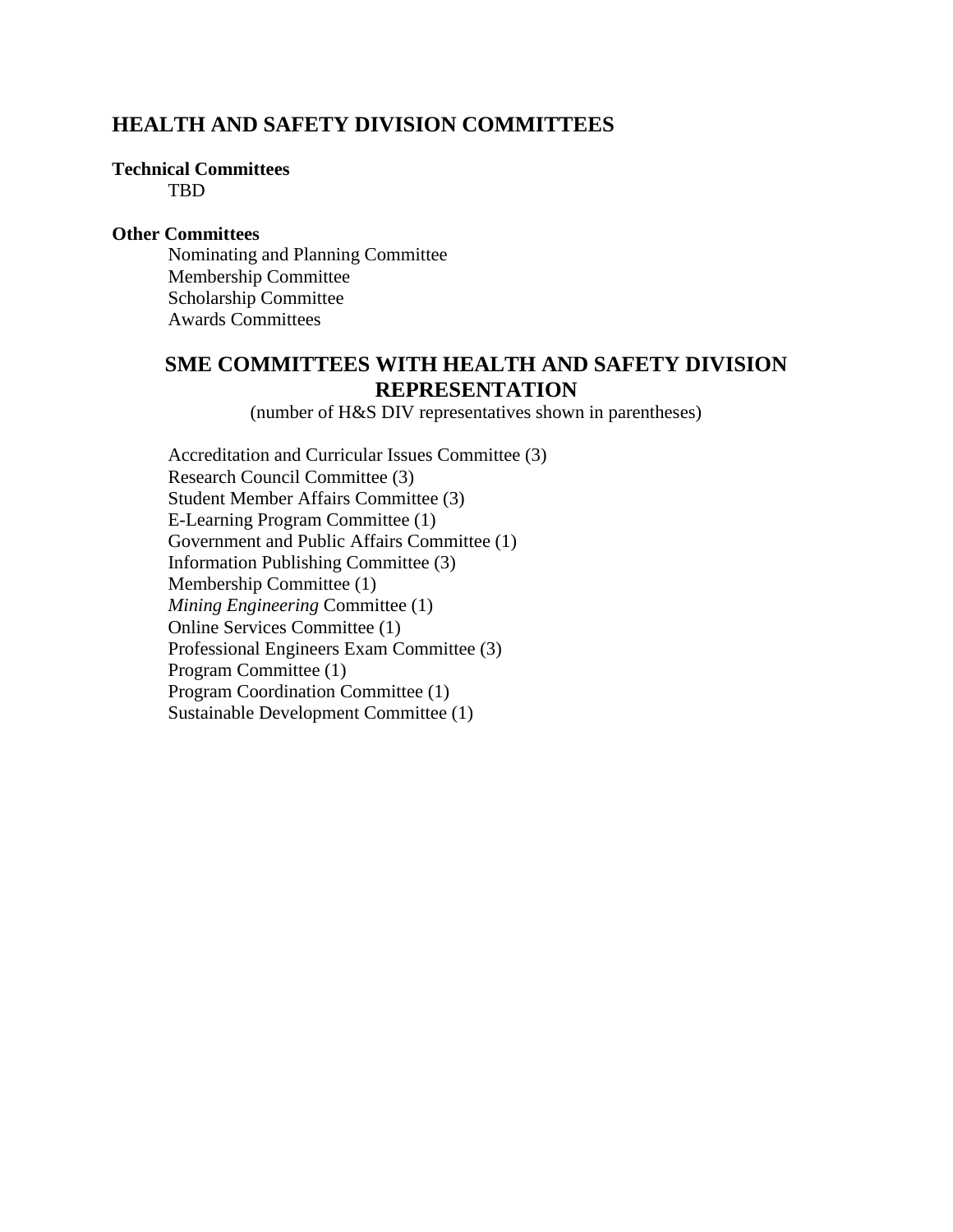## HEALTH AND SAFETY DIVISION COMMITTEES

**Technical Committees**

TBD

**Other Committees**

Nominating and Planning Committee
Membership Committee
Scholarship Committee
Awards Committees

## SME COMMITTEES WITH HEALTH AND SAFETY DIVISION REPRESENTATION

(number of H&S DIV representatives shown in parentheses)

Accreditation and Curricular Issues Committee (3)
Research Council Committee (3)
Student Member Affairs Committee (3)
E-Learning Program Committee (1)
Government and Public Affairs Committee (1)
Information Publishing Committee (3)
Membership Committee (1)
*Mining Engineering* Committee (1)
Online Services Committee (1)
Professional Engineers Exam Committee (3)
Program Committee (1)
Program Coordination Committee (1)
Sustainable Development Committee (1)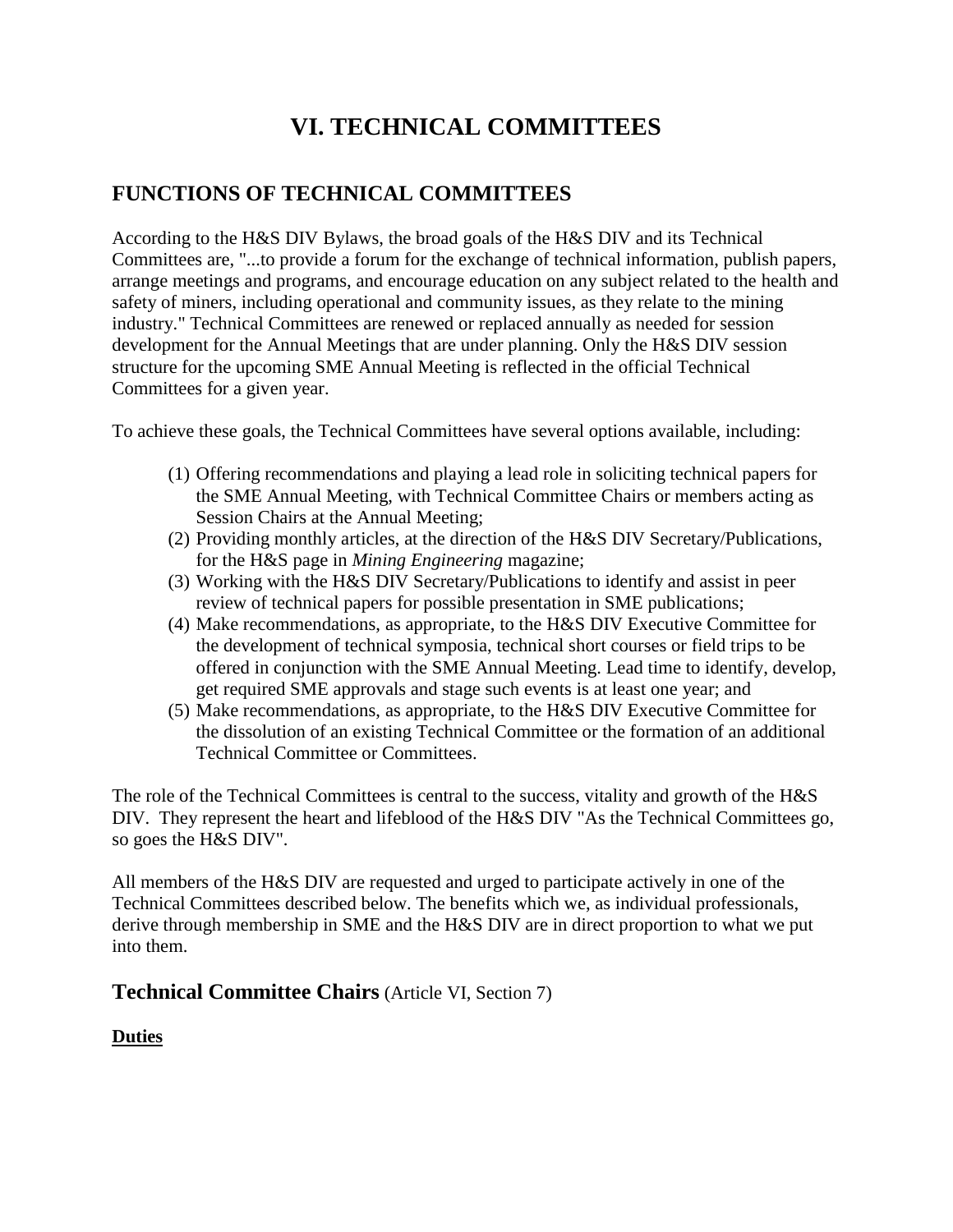# VI. TECHNICAL COMMITTEES

## FUNCTIONS OF TECHNICAL COMMITTEES

According to the H&S DIV Bylaws, the broad goals of the H&S DIV and its Technical Committees are, "...to provide a forum for the exchange of technical information, publish papers, arrange meetings and programs, and encourage education on any subject related to the health and safety of miners, including operational and community issues, as they relate to the mining industry." Technical Committees are renewed or replaced annually as needed for session development for the Annual Meetings that are under planning. Only the H&S DIV session structure for the upcoming SME Annual Meeting is reflected in the official Technical Committees for a given year.

To achieve these goals, the Technical Committees have several options available, including:

(1) Offering recommendations and playing a lead role in soliciting technical papers for the SME Annual Meeting, with Technical Committee Chairs or members acting as Session Chairs at the Annual Meeting;
(2) Providing monthly articles, at the direction of the H&S DIV Secretary/Publications, for the H&S page in *Mining Engineering* magazine;
(3) Working with the H&S DIV Secretary/Publications to identify and assist in peer review of technical papers for possible presentation in SME publications;
(4) Make recommendations, as appropriate, to the H&S DIV Executive Committee for the development of technical symposia, technical short courses or field trips to be offered in conjunction with the SME Annual Meeting. Lead time to identify, develop, get required SME approvals and stage such events is at least one year; and
(5) Make recommendations, as appropriate, to the H&S DIV Executive Committee for the dissolution of an existing Technical Committee or the formation of an additional Technical Committee or Committees.

The role of the Technical Committees is central to the success, vitality and growth of the H&S DIV. They represent the heart and lifeblood of the H&S DIV "As the Technical Committees go, so goes the H&S DIV".

All members of the H&S DIV are requested and urged to participate actively in one of the Technical Committees described below. The benefits which we, as individual professionals, derive through membership in SME and the H&S DIV are in direct proportion to what we put into them.

### Technical Committee Chairs (Article VI, Section 7)

**Duties**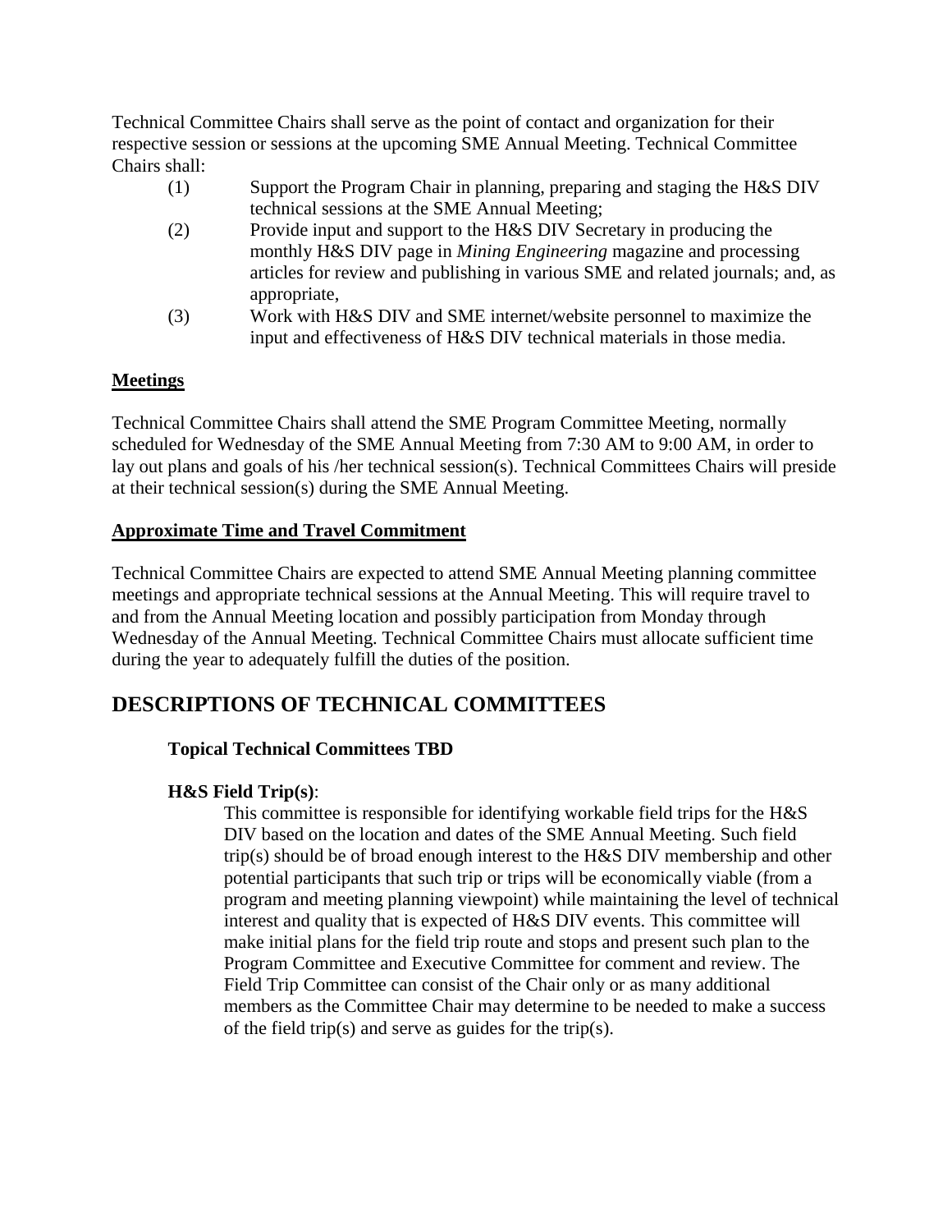Technical Committee Chairs shall serve as the point of contact and organization for their respective session or sessions at the upcoming SME Annual Meeting. Technical Committee Chairs shall:

(1) Support the Program Chair in planning, preparing and staging the H&S DIV technical sessions at the SME Annual Meeting;

(2) Provide input and support to the H&S DIV Secretary in producing the monthly H&S DIV page in *Mining Engineering* magazine and processing articles for review and publishing in various SME and related journals; and, as appropriate,

(3) Work with H&S DIV and SME internet/website personnel to maximize the input and effectiveness of H&S DIV technical materials in those media.

**Meetings**

Technical Committee Chairs shall attend the SME Program Committee Meeting, normally scheduled for Wednesday of the SME Annual Meeting from 7:30 AM to 9:00 AM, in order to lay out plans and goals of his /her technical session(s). Technical Committees Chairs will preside at their technical session(s) during the SME Annual Meeting.

**Approximate Time and Travel Commitment**

Technical Committee Chairs are expected to attend SME Annual Meeting planning committee meetings and appropriate technical sessions at the Annual Meeting. This will require travel to and from the Annual Meeting location and possibly participation from Monday through Wednesday of the Annual Meeting. Technical Committee Chairs must allocate sufficient time during the year to adequately fulfill the duties of the position.

## DESCRIPTIONS OF TECHNICAL COMMITTEES

**Topical Technical Committees TBD**

**H&S Field Trip(s)**:

This committee is responsible for identifying workable field trips for the H&S DIV based on the location and dates of the SME Annual Meeting. Such field trip(s) should be of broad enough interest to the H&S DIV membership and other potential participants that such trip or trips will be economically viable (from a program and meeting planning viewpoint) while maintaining the level of technical interest and quality that is expected of H&S DIV events. This committee will make initial plans for the field trip route and stops and present such plan to the Program Committee and Executive Committee for comment and review. The Field Trip Committee can consist of the Chair only or as many additional members as the Committee Chair may determine to be needed to make a success of the field trip(s) and serve as guides for the trip(s).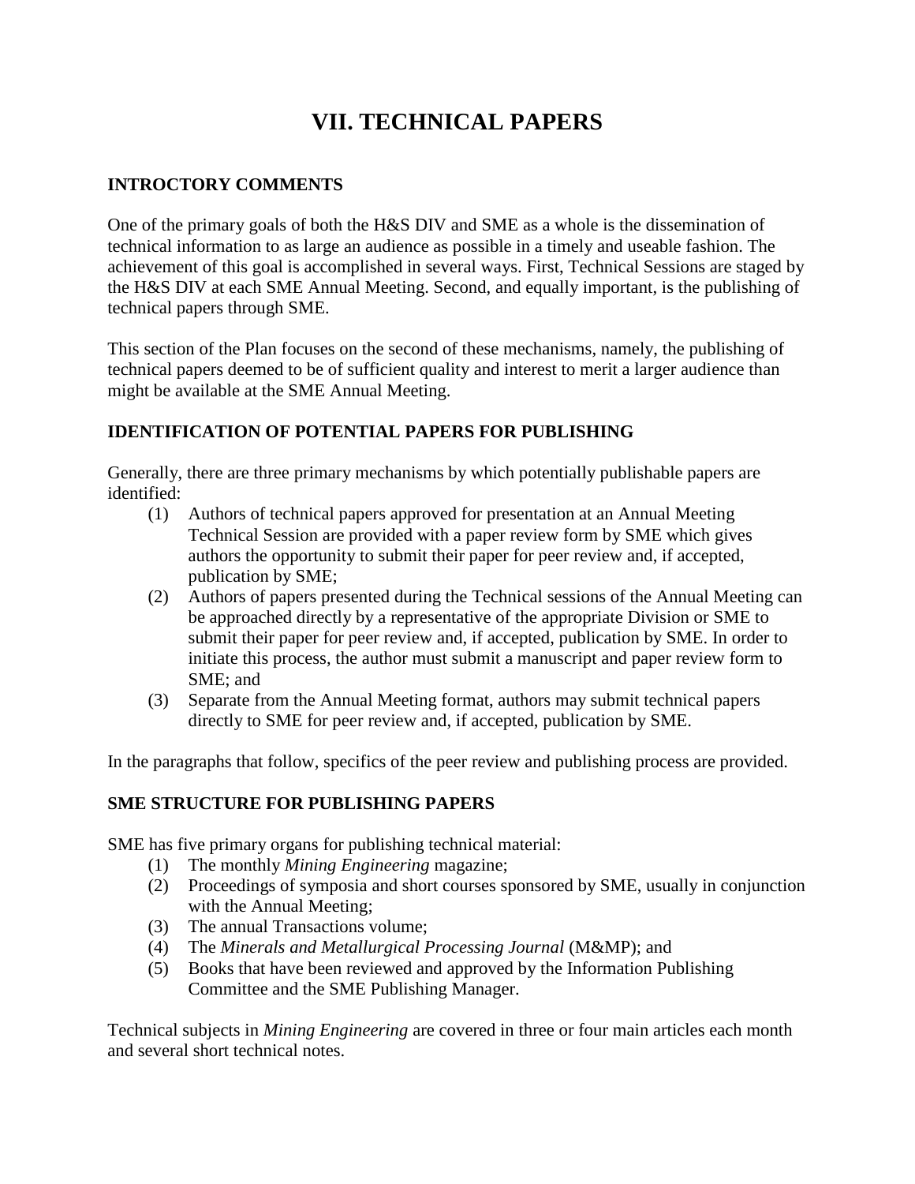# VII. TECHNICAL PAPERS

## INTROCTORY COMMENTS

One of the primary goals of both the H&S DIV and SME as a whole is the dissemination of technical information to as large an audience as possible in a timely and useable fashion. The achievement of this goal is accomplished in several ways. First, Technical Sessions are staged by the H&S DIV at each SME Annual Meeting. Second, and equally important, is the publishing of technical papers through SME.

This section of the Plan focuses on the second of these mechanisms, namely, the publishing of technical papers deemed to be of sufficient quality and interest to merit a larger audience than might be available at the SME Annual Meeting.

## IDENTIFICATION OF POTENTIAL PAPERS FOR PUBLISHING

Generally, there are three primary mechanisms by which potentially publishable papers are identified:

(1) Authors of technical papers approved for presentation at an Annual Meeting Technical Session are provided with a paper review form by SME which gives authors the opportunity to submit their paper for peer review and, if accepted, publication by SME;

(2) Authors of papers presented during the Technical sessions of the Annual Meeting can be approached directly by a representative of the appropriate Division or SME to submit their paper for peer review and, if accepted, publication by SME. In order to initiate this process, the author must submit a manuscript and paper review form to SME; and

(3) Separate from the Annual Meeting format, authors may submit technical papers directly to SME for peer review and, if accepted, publication by SME.

In the paragraphs that follow, specifics of the peer review and publishing process are provided.

## SME STRUCTURE FOR PUBLISHING PAPERS

SME has five primary organs for publishing technical material:

(1) The monthly *Mining Engineering* magazine;

(2) Proceedings of symposia and short courses sponsored by SME, usually in conjunction with the Annual Meeting;

(3) The annual Transactions volume;

(4) The *Minerals and Metallurgical Processing Journal* (M&MP); and

(5) Books that have been reviewed and approved by the Information Publishing Committee and the SME Publishing Manager.

Technical subjects in *Mining Engineering* are covered in three or four main articles each month and several short technical notes.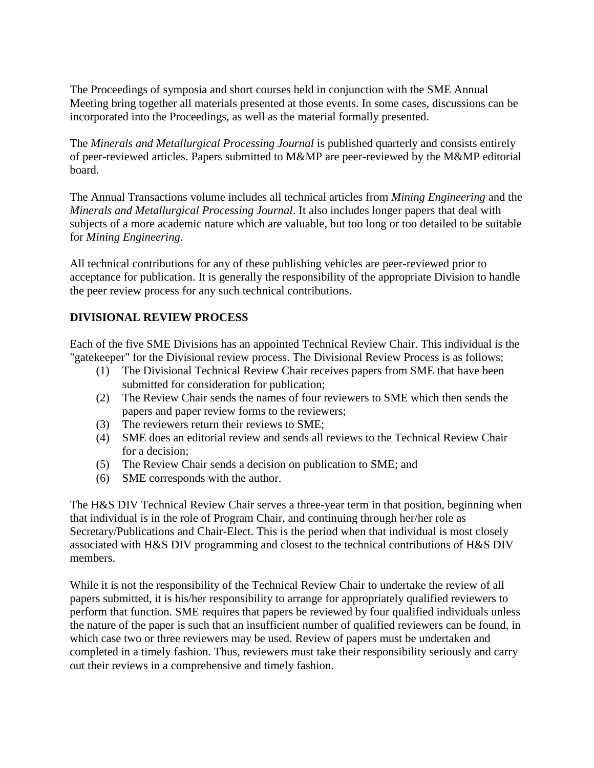The Proceedings of symposia and short courses held in conjunction with the SME Annual Meeting bring together all materials presented at those events. In some cases, discussions can be incorporated into the Proceedings, as well as the material formally presented.

The *Minerals and Metallurgical Processing Journal* is published quarterly and consists entirely of peer-reviewed articles. Papers submitted to M&MP are peer-reviewed by the M&MP editorial board.

The Annual Transactions volume includes all technical articles from *Mining Engineering* and the *Minerals and Metallurgical Processing Journal*. It also includes longer papers that deal with subjects of a more academic nature which are valuable, but too long or too detailed to be suitable for *Mining Engineering*.

All technical contributions for any of these publishing vehicles are peer-reviewed prior to acceptance for publication. It is generally the responsibility of the appropriate Division to handle the peer review process for any such technical contributions.

**DIVISIONAL REVIEW PROCESS**

Each of the five SME Divisions has an appointed Technical Review Chair. This individual is the "gatekeeper" for the Divisional review process. The Divisional Review Process is as follows:

(1) The Divisional Technical Review Chair receives papers from SME that have been submitted for consideration for publication;
(2) The Review Chair sends the names of four reviewers to SME which then sends the papers and paper review forms to the reviewers;
(3) The reviewers return their reviews to SME;
(4) SME does an editorial review and sends all reviews to the Technical Review Chair for a decision;
(5) The Review Chair sends a decision on publication to SME; and
(6) SME corresponds with the author.

The H&S DIV Technical Review Chair serves a three-year term in that position, beginning when that individual is in the role of Program Chair, and continuing through her/her role as Secretary/Publications and Chair-Elect. This is the period when that individual is most closely associated with H&S DIV programming and closest to the technical contributions of H&S DIV members.

While it is not the responsibility of the Technical Review Chair to undertake the review of all papers submitted, it is his/her responsibility to arrange for appropriately qualified reviewers to perform that function. SME requires that papers be reviewed by four qualified individuals unless the nature of the paper is such that an insufficient number of qualified reviewers can be found, in which case two or three reviewers may be used. Review of papers must be undertaken and completed in a timely fashion. Thus, reviewers must take their responsibility seriously and carry out their reviews in a comprehensive and timely fashion.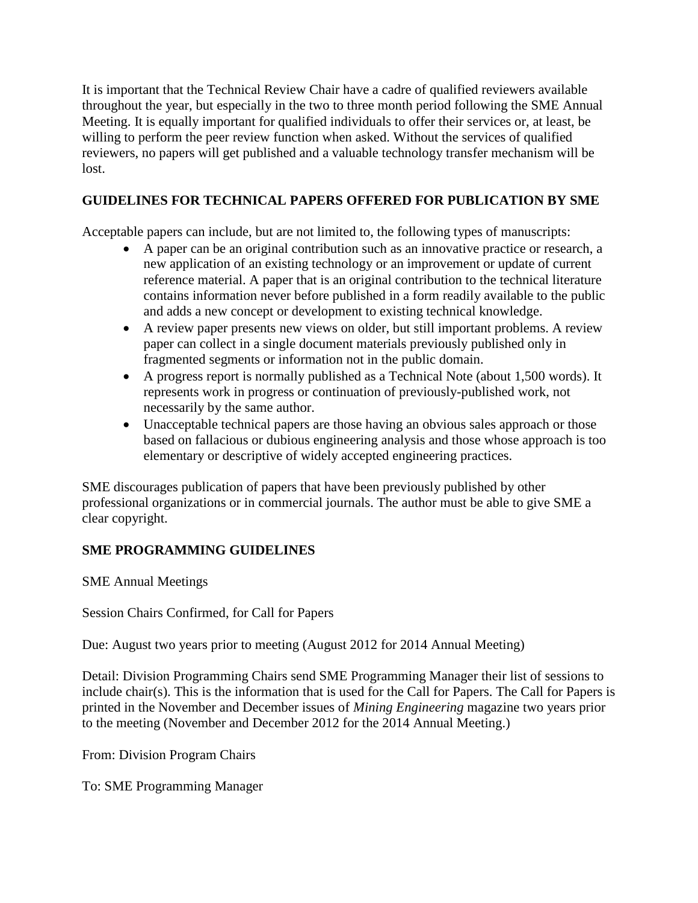It is important that the Technical Review Chair have a cadre of qualified reviewers available throughout the year, but especially in the two to three month period following the SME Annual Meeting. It is equally important for qualified individuals to offer their services or, at least, be willing to perform the peer review function when asked. Without the services of qualified reviewers, no papers will get published and a valuable technology transfer mechanism will be lost.

**GUIDELINES FOR TECHNICAL PAPERS OFFERED FOR PUBLICATION BY SME**

Acceptable papers can include, but are not limited to, the following types of manuscripts:

- A paper can be an original contribution such as an innovative practice or research, a new application of an existing technology or an improvement or update of current reference material. A paper that is an original contribution to the technical literature contains information never before published in a form readily available to the public and adds a new concept or development to existing technical knowledge.
- A review paper presents new views on older, but still important problems. A review paper can collect in a single document materials previously published only in fragmented segments or information not in the public domain.
- A progress report is normally published as a Technical Note (about 1,500 words). It represents work in progress or continuation of previously-published work, not necessarily by the same author.
- Unacceptable technical papers are those having an obvious sales approach or those based on fallacious or dubious engineering analysis and those whose approach is too elementary or descriptive of widely accepted engineering practices.

SME discourages publication of papers that have been previously published by other professional organizations or in commercial journals. The author must be able to give SME a clear copyright.

**SME PROGRAMMING GUIDELINES**

SME Annual Meetings

Session Chairs Confirmed, for Call for Papers

Due: August two years prior to meeting (August 2012 for 2014 Annual Meeting)

Detail: Division Programming Chairs send SME Programming Manager their list of sessions to include chair(s). This is the information that is used for the Call for Papers. The Call for Papers is printed in the November and December issues of *Mining Engineering* magazine two years prior to the meeting (November and December 2012 for the 2014 Annual Meeting.)

From: Division Program Chairs

To: SME Programming Manager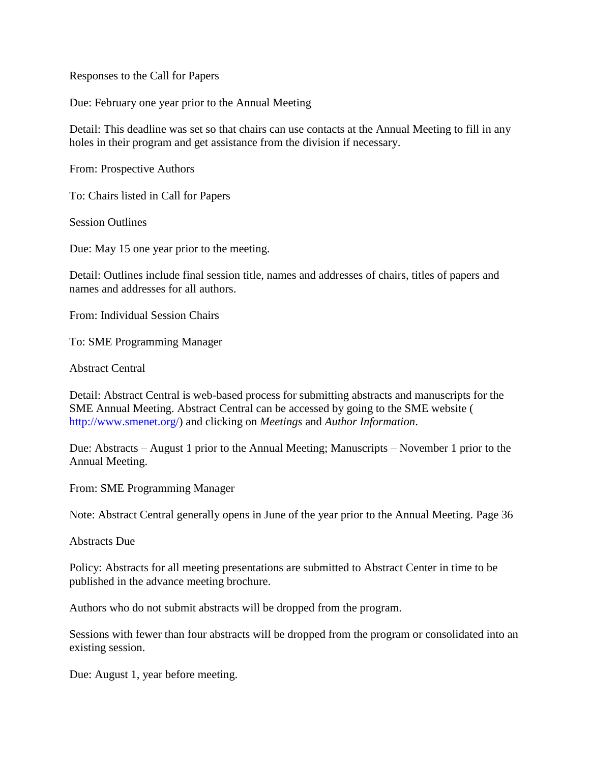Responses to the Call for Papers

Due: February one year prior to the Annual Meeting

Detail: This deadline was set so that chairs can use contacts at the Annual Meeting to fill in any holes in their program and get assistance from the division if necessary.

From: Prospective Authors

To: Chairs listed in Call for Papers

Session Outlines

Due: May 15 one year prior to the meeting.

Detail: Outlines include final session title, names and addresses of chairs, titles of papers and names and addresses for all authors.

From: Individual Session Chairs

To: SME Programming Manager

Abstract Central

Detail: Abstract Central is web-based process for submitting abstracts and manuscripts for the SME Annual Meeting. Abstract Central can be accessed by going to the SME website ( http://www.smenet.org/) and clicking on *Meetings* and *Author Information*.

Due: Abstracts – August 1 prior to the Annual Meeting; Manuscripts – November 1 prior to the Annual Meeting.

From: SME Programming Manager

Note: Abstract Central generally opens in June of the year prior to the Annual Meeting. Page 36

Abstracts Due

Policy: Abstracts for all meeting presentations are submitted to Abstract Center in time to be published in the advance meeting brochure.

Authors who do not submit abstracts will be dropped from the program.

Sessions with fewer than four abstracts will be dropped from the program or consolidated into an existing session.

Due: August 1, year before meeting.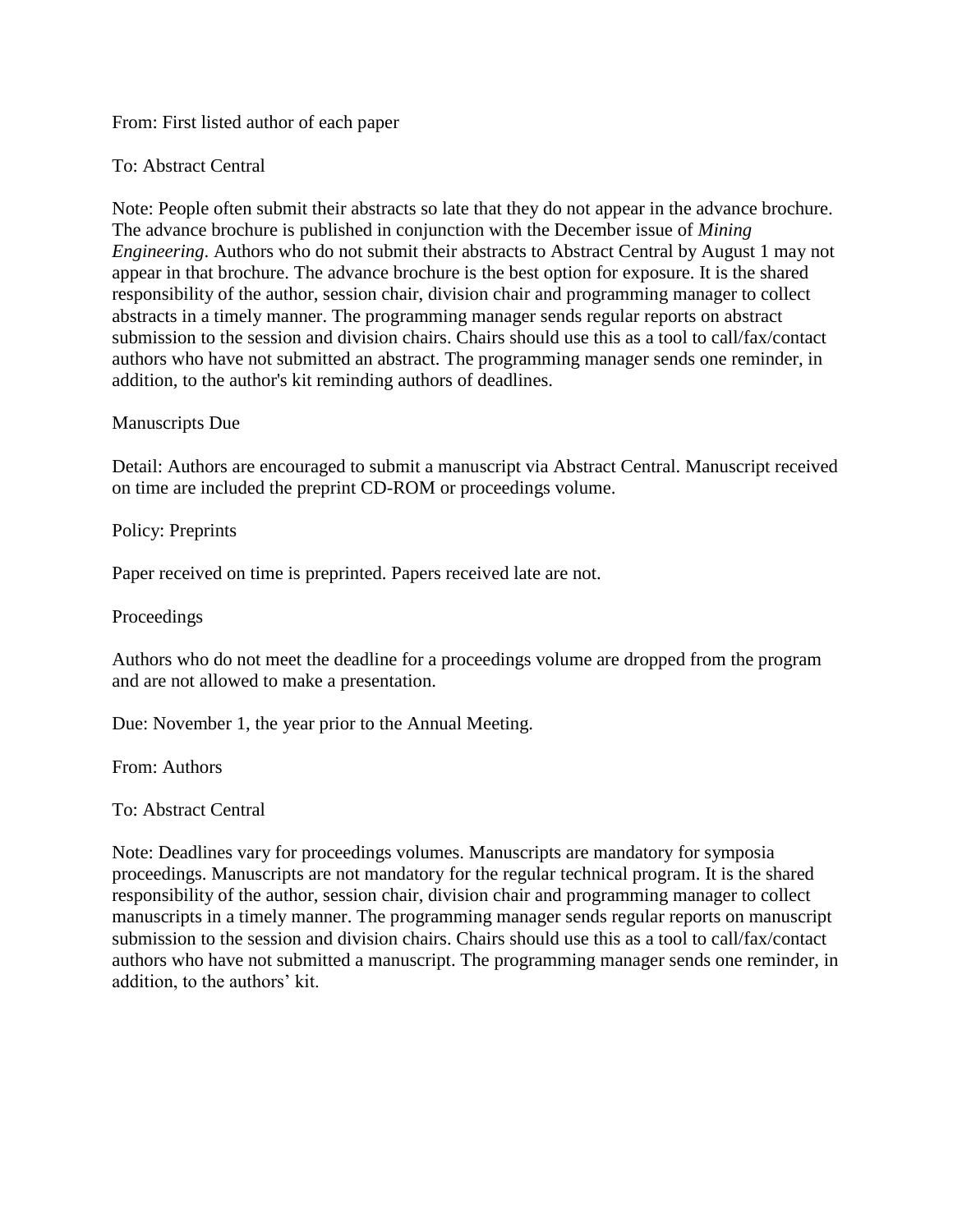From: First listed author of each paper

To: Abstract Central

Note: People often submit their abstracts so late that they do not appear in the advance brochure. The advance brochure is published in conjunction with the December issue of *Mining Engineering*. Authors who do not submit their abstracts to Abstract Central by August 1 may not appear in that brochure. The advance brochure is the best option for exposure. It is the shared responsibility of the author, session chair, division chair and programming manager to collect abstracts in a timely manner. The programming manager sends regular reports on abstract submission to the session and division chairs. Chairs should use this as a tool to call/fax/contact authors who have not submitted an abstract. The programming manager sends one reminder, in addition, to the author's kit reminding authors of deadlines.

Manuscripts Due

Detail: Authors are encouraged to submit a manuscript via Abstract Central. Manuscript received on time are included the preprint CD-ROM or proceedings volume.

Policy: Preprints

Paper received on time is preprinted. Papers received late are not.

Proceedings

Authors who do not meet the deadline for a proceedings volume are dropped from the program and are not allowed to make a presentation.

Due: November 1, the year prior to the Annual Meeting.

From: Authors

To: Abstract Central

Note: Deadlines vary for proceedings volumes. Manuscripts are mandatory for symposia proceedings. Manuscripts are not mandatory for the regular technical program. It is the shared responsibility of the author, session chair, division chair and programming manager to collect manuscripts in a timely manner. The programming manager sends regular reports on manuscript submission to the session and division chairs. Chairs should use this as a tool to call/fax/contact authors who have not submitted a manuscript. The programming manager sends one reminder, in addition, to the authors' kit.